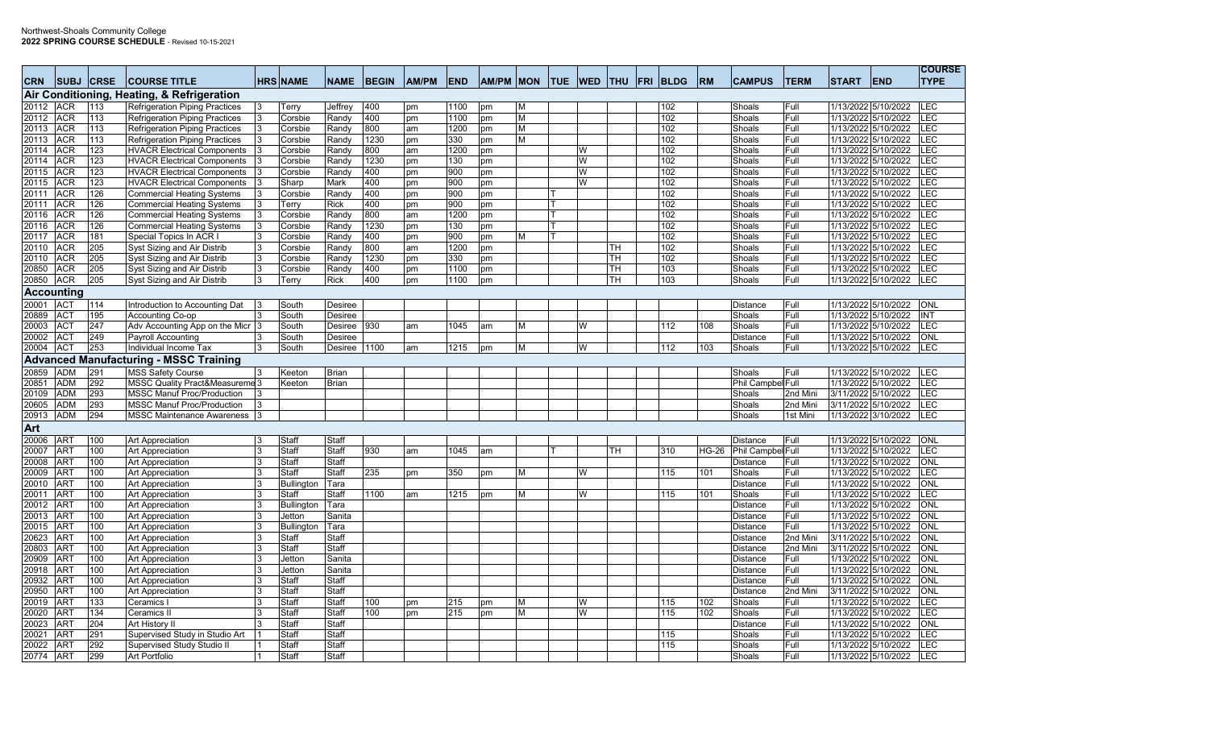Northwest-Shoals Community College
**2022 SPRING COURSE SCHEDULE** - Revised 10-15-2021

| CRN | SUBJ | CRSE | COURSE TITLE | HRS | NAME | NAME | BEGIN | AM/PM | END | AM/PM | MON | TUE | WED | THU | FRI | BLDG | RM | CAMPUS | TERM | START | END | COURSE TYPE |
|---|---|---|---|---|---|---|---|---|---|---|---|---|---|---|---|---|---|---|---|---|---|---|
| **Air Conditioning, Heating, & Refrigeration** | | | | | | | | | | | | | | | | | | | | | | |
| 20112 | ACR | 113 | Refrigeration Piping Practices | 3 | Terry | Jeffrey | 400 | pm | 1100 | pm | M | | | | | 102 | | Shoals | Full | 1/13/2022 | 5/10/2022 | LEC |
| 20112 | ACR | 113 | Refrigeration Piping Practices | 3 | Corsbie | Randy | 400 | pm | 1100 | pm | M | | | | | 102 | | Shoals | Full | 1/13/2022 | 5/10/2022 | LEC |
| 20113 | ACR | 113 | Refrigeration Piping Practices | 3 | Corsbie | Randy | 800 | am | 1200 | pm | M | | | | | 102 | | Shoals | Full | 1/13/2022 | 5/10/2022 | LEC |
| 20113 | ACR | 113 | Refrigeration Piping Practices | 3 | Corsbie | Randy | 1230 | pm | 330 | pm | M | | | | | 102 | | Shoals | Full | 1/13/2022 | 5/10/2022 | LEC |
| 20114 | ACR | 123 | HVACR Electrical Components | 3 | Corsbie | Randy | 800 | am | 1200 | pm | | | W | | | 102 | | Shoals | Full | 1/13/2022 | 5/10/2022 | LEC |
| 20114 | ACR | 123 | HVACR Electrical Components | 3 | Corsbie | Randy | 1230 | pm | 130 | pm | | | W | | | 102 | | Shoals | Full | 1/13/2022 | 5/10/2022 | LEC |
| 20115 | ACR | 123 | HVACR Electrical Components | 3 | Corsbie | Randy | 400 | pm | 900 | pm | | | W | | | 102 | | Shoals | Full | 1/13/2022 | 5/10/2022 | LEC |
| 20115 | ACR | 123 | HVACR Electrical Components | 3 | Sharp | Mark | 400 | pm | 900 | pm | | | W | | | 102 | | Shoals | Full | 1/13/2022 | 5/10/2022 | LEC |
| 20111 | ACR | 126 | Commercial Heating Systems | 3 | Corsbie | Randy | 400 | pm | 900 | pm | | T | | | | 102 | | Shoals | Full | 1/13/2022 | 5/10/2022 | LEC |
| 20111 | ACR | 126 | Commercial Heating Systems | 3 | Terry | Rick | 400 | pm | 900 | pm | | T | | | | 102 | | Shoals | Full | 1/13/2022 | 5/10/2022 | LEC |
| 20116 | ACR | 126 | Commercial Heating Systems | 3 | Corsbie | Randy | 800 | am | 1200 | pm | | T | | | | 102 | | Shoals | Full | 1/13/2022 | 5/10/2022 | LEC |
| 20116 | ACR | 126 | Commercial Heating Systems | 3 | Corsbie | Randy | 1230 | pm | 130 | pm | | T | | | | 102 | | Shoals | Full | 1/13/2022 | 5/10/2022 | LEC |
| 20117 | ACR | 181 | Special Topics In ACR I | 3 | Corsbie | Randy | 400 | pm | 900 | pm | M | T | | | | 102 | | Shoals | Full | 1/13/2022 | 5/10/2022 | LEC |
| 20110 | ACR | 205 | Syst Sizing and Air Distrib | 3 | Corsbie | Randy | 800 | am | 1200 | pm | | | | TH | | 102 | | Shoals | Full | 1/13/2022 | 5/10/2022 | LEC |
| 20110 | ACR | 205 | Syst Sizing and Air Distrib | 3 | Corsbie | Randy | 1230 | pm | 330 | pm | | | | TH | | 102 | | Shoals | Full | 1/13/2022 | 5/10/2022 | LEC |
| 20850 | ACR | 205 | Syst Sizing and Air Distrib | 3 | Corsbie | Randy | 400 | pm | 1100 | pm | | | | TH | | 103 | | Shoals | Full | 1/13/2022 | 5/10/2022 | LEC |
| 20850 | ACR | 205 | Syst Sizing and Air Distrib | 3 | Terry | Rick | 400 | pm | 1100 | pm | | | | TH | | 103 | | Shoals | Full | 1/13/2022 | 5/10/2022 | LEC |
| **Accounting** | | | | | | | | | | | | | | | | | | | | | | |
| 20001 | ACT | 114 | Introduction to Accounting Dat | 3 | South | Desiree | | | | | | | | | | | | Distance | Full | 1/13/2022 | 5/10/2022 | ONL |
| 20889 | ACT | 195 | Accounting Co-op | 3 | South | Desiree | | | | | | | | | | | | Shoals | Full | 1/13/2022 | 5/10/2022 | INT |
| 20003 | ACT | 247 | Adv Accounting App on the Micr | 3 | South | Desiree | 930 | am | 1045 | am | M | | W | | | 112 | 108 | Shoals | Full | 1/13/2022 | 5/10/2022 | LEC |
| 20002 | ACT | 249 | Payroll Accounting | 3 | South | Desiree | | | | | | | | | | | | Distance | Full | 1/13/2022 | 5/10/2022 | ONL |
| 20004 | ACT | 253 | Individual Income Tax | 3 | South | Desiree | 1100 | am | 1215 | pm | M | | W | | | 112 | 103 | Shoals | Full | 1/13/2022 | 5/10/2022 | LEC |
| **Advanced Manufacturing - MSSC Training** | | | | | | | | | | | | | | | | | | | | | | |
| 20859 | ADM | 291 | MSS Safety Course | 3 | Keeton | Brian | | | | | | | | | | | | Shoals | Full | 1/13/2022 | 5/10/2022 | LEC |
| 20851 | ADM | 292 | MSSC Quality Pract&Measureme | 3 | Keeton | Brian | | | | | | | | | | | | Phil Campbell | Full | 1/13/2022 | 5/10/2022 | LEC |
| 20109 | ADM | 293 | MSSC Manuf Proc/Production | 3 | | | | | | | | | | | | | | Shoals | 2nd Mini | 3/11/2022 | 5/10/2022 | LEC |
| 20605 | ADM | 293 | MSSC Manuf Proc/Production | 3 | | | | | | | | | | | | | | Shoals | 2nd Mini | 3/11/2022 | 5/10/2022 | LEC |
| 20913 | ADM | 294 | MSSC Maintenance Awareness | 3 | | | | | | | | | | | | | | Shoals | 1st Mini | 1/13/2022 | 3/10/2022 | LEC |
| **Art** | | | | | | | | | | | | | | | | | | | | | | |
| 20006 | ART | 100 | Art Appreciation | 3 | Staff | Staff | | | | | | | | | | | | Distance | Full | 1/13/2022 | 5/10/2022 | ONL |
| 20007 | ART | 100 | Art Appreciation | 3 | Staff | Staff | 930 | am | 1045 | am | | T | | TH | | 310 | HG-26 | Phil Campbell | Full | 1/13/2022 | 5/10/2022 | LEC |
| 20008 | ART | 100 | Art Appreciation | 3 | Staff | Staff | | | | | | | | | | | | Distance | Full | 1/13/2022 | 5/10/2022 | ONL |
| 20009 | ART | 100 | Art Appreciation | 3 | Staff | Staff | 235 | pm | 350 | pm | M | | W | | | 115 | 101 | Shoals | Full | 1/13/2022 | 5/10/2022 | LEC |
| 20010 | ART | 100 | Art Appreciation | 3 | Bullington | Tara | | | | | | | | | | | | Distance | Full | 1/13/2022 | 5/10/2022 | ONL |
| 20011 | ART | 100 | Art Appreciation | 3 | Staff | Staff | 1100 | am | 1215 | pm | M | | W | | | 115 | 101 | Shoals | Full | 1/13/2022 | 5/10/2022 | LEC |
| 20012 | ART | 100 | Art Appreciation | 3 | Bullington | Tara | | | | | | | | | | | | Distance | Full | 1/13/2022 | 5/10/2022 | ONL |
| 20013 | ART | 100 | Art Appreciation | 3 | Jetton | Sanita | | | | | | | | | | | | Distance | Full | 1/13/2022 | 5/10/2022 | ONL |
| 20015 | ART | 100 | Art Appreciation | 3 | Bullington | Tara | | | | | | | | | | | | Distance | Full | 1/13/2022 | 5/10/2022 | ONL |
| 20623 | ART | 100 | Art Appreciation | 3 | Staff | Staff | | | | | | | | | | | | Distance | 2nd Mini | 3/11/2022 | 5/10/2022 | ONL |
| 20803 | ART | 100 | Art Appreciation | 3 | Staff | Staff | | | | | | | | | | | | Distance | 2nd Mini | 3/11/2022 | 5/10/2022 | ONL |
| 20909 | ART | 100 | Art Appreciation | 3 | Jetton | Sanita | | | | | | | | | | | | Distance | Full | 1/13/2022 | 5/10/2022 | ONL |
| 20918 | ART | 100 | Art Appreciation | 3 | Jetton | Sanita | | | | | | | | | | | | Distance | Full | 1/13/2022 | 5/10/2022 | ONL |
| 20932 | ART | 100 | Art Appreciation | 3 | Staff | Staff | | | | | | | | | | | | Distance | Full | 1/13/2022 | 5/10/2022 | ONL |
| 20950 | ART | 100 | Art Appreciation | 3 | Staff | Staff | | | | | | | | | | | | Distance | 2nd Mini | 3/11/2022 | 5/10/2022 | ONL |
| 20019 | ART | 133 | Ceramics I | 3 | Staff | Staff | 100 | pm | 215 | pm | M | | W | | | 115 | 102 | Shoals | Full | 1/13/2022 | 5/10/2022 | LEC |
| 20020 | ART | 134 | Ceramics II | 3 | Staff | Staff | 100 | pm | 215 | pm | M | | W | | | 115 | 102 | Shoals | Full | 1/13/2022 | 5/10/2022 | LEC |
| 20023 | ART | 204 | Art History II | 3 | Staff | Staff | | | | | | | | | | | | Distance | Full | 1/13/2022 | 5/10/2022 | ONL |
| 20021 | ART | 291 | Supervised Study in Studio Art | 1 | Staff | Staff | | | | | | | | | | 115 | | Shoals | Full | 1/13/2022 | 5/10/2022 | LEC |
| 20022 | ART | 292 | Supervised Study Studio II | 1 | Staff | Staff | | | | | | | | | | 115 | | Shoals | Full | 1/13/2022 | 5/10/2022 | LEC |
| 20774 | ART | 299 | Art Portfolio | 1 | Staff | Staff | | | | | | | | | | | | Shoals | Full | 1/13/2022 | 5/10/2022 | LEC |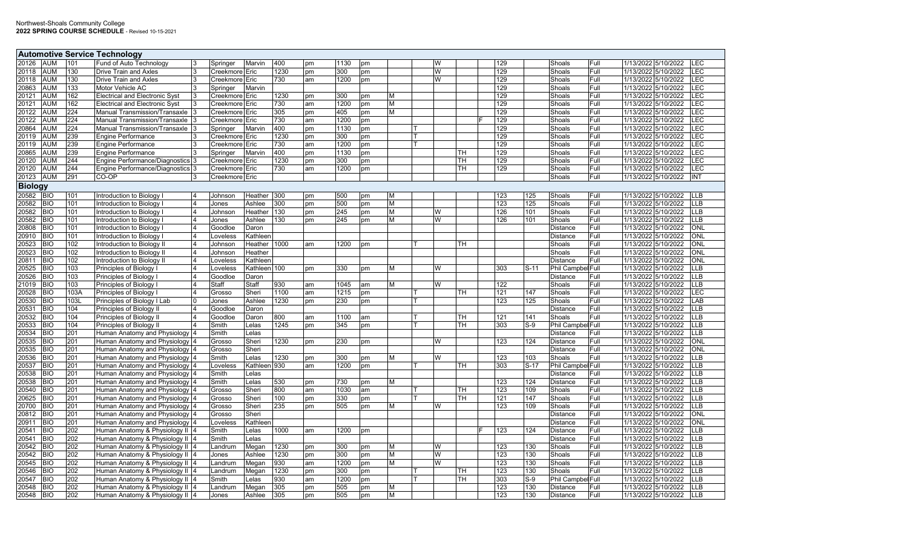## Automotive Service Technology

| | | | | | | | | | | | | | | | | | | | | | | |
|---|---|---|---|---|---|---|---|---|---|---|---|---|---|---|---|---|---|---|---|---|---|---|
| 20126 | AUM | 101 | Fund of Auto Technology | 3 | Springer | Marvin | 400 | pm | 1130 | pm | | | W | | | 129 | | Shoals | Full | 1/13/2022 | 5/10/2022 | LEC |
| 20118 | AUM | 130 | Drive Train and Axles | 3 | Creekmore | Eric | 1230 | pm | 300 | pm | | | W | | | 129 | | Shoals | Full | 1/13/2022 | 5/10/2022 | LEC |
| 20118 | AUM | 130 | Drive Train and Axles | 3 | Creekmore | Eric | 730 | am | 1200 | pm | | | W | | | 129 | | Shoals | Full | 1/13/2022 | 5/10/2022 | LEC |
| 20863 | AUM | 133 | Motor Vehicle AC | 3 | Springer | Marvin | | | | | | | | | | 129 | | Shoals | Full | 1/13/2022 | 5/10/2022 | LEC |
| 20121 | AUM | 162 | Electrical and Electronic Syst | 3 | Creekmore | Eric | 1230 | pm | 300 | pm | M | | | | | 129 | | Shoals | Full | 1/13/2022 | 5/10/2022 | LEC |
| 20121 | AUM | 162 | Electrical and Electronic Syst | 3 | Creekmore | Eric | 730 | am | 1200 | pm | M | | | | | 129 | | Shoals | Full | 1/13/2022 | 5/10/2022 | LEC |
| 20122 | AUM | 224 | Manual Transmission/Transaxle | 3 | Creekmore | Eric | 305 | pm | 405 | pm | M | | | | | 129 | | Shoals | Full | 1/13/2022 | 5/10/2022 | LEC |
| 20122 | AUM | 224 | Manual Transmission/Transaxle | 3 | Creekmore | Eric | 730 | am | 1200 | pm | | | | | F | 129 | | Shoals | Full | 1/13/2022 | 5/10/2022 | LEC |
| 20864 | AUM | 224 | Manual Transmission/Transaxle | 3 | Springer | Marvin | 400 | pm | 1130 | pm | | T | | | | 129 | | Shoals | Full | 1/13/2022 | 5/10/2022 | LEC |
| 20119 | AUM | 239 | Engine Performance | 3 | Creekmore | Eric | 1230 | pm | 300 | pm | | T | | | | 129 | | Shoals | Full | 1/13/2022 | 5/10/2022 | LEC |
| 20119 | AUM | 239 | Engine Performance | 3 | Creekmore | Eric | 730 | am | 1200 | pm | | T | | | | 129 | | Shoals | Full | 1/13/2022 | 5/10/2022 | LEC |
| 20865 | AUM | 239 | Engine Performance | 3 | Springer | Marvin | 400 | pm | 1130 | pm | | | | TH | | 129 | | Shoals | Full | 1/13/2022 | 5/10/2022 | LEC |
| 20120 | AUM | 244 | Engine Performance/Diagnostics | 3 | Creekmore | Eric | 1230 | pm | 300 | pm | | | | TH | | 129 | | Shoals | Full | 1/13/2022 | 5/10/2022 | LEC |
| 20120 | AUM | 244 | Engine Performance/Diagnostics | 3 | Creekmore | Eric | 730 | am | 1200 | pm | | | | TH | | 129 | | Shoals | Full | 1/13/2022 | 5/10/2022 | LEC |
| 20123 | AUM | 291 | CO-OP | 3 | Creekmore | Eric | | | | | | | | | | | | Shoals | Full | 1/13/2022 | 5/10/2022 | INT |

## Biology

| | | | | | | | | | | | | | | | | | | | | | | |
|---|---|---|---|---|---|---|---|---|---|---|---|---|---|---|---|---|---|---|---|---|---|---|
| 20582 | BIO | 101 | Introduction to Biology I | 4 | Johnson | Heather | 300 | pm | 500 | pm | M | | | | | 123 | 125 | Shoals | Full | 1/13/2022 | 5/10/2022 | LLB |
| 20582 | BIO | 101 | Introduction to Biology I | 4 | Jones | Ashlee | 300 | pm | 500 | pm | M | | | | | 123 | 125 | Shoals | Full | 1/13/2022 | 5/10/2022 | LLB |
| 20582 | BIO | 101 | Introduction to Biology I | 4 | Johnson | Heather | 130 | pm | 245 | pm | M | | W | | | 126 | 101 | Shoals | Full | 1/13/2022 | 5/10/2022 | LLB |
| 20582 | BIO | 101 | Introduction to Biology I | 4 | Jones | Ashlee | 130 | pm | 245 | pm | M | | W | | | 126 | 101 | Shoals | Full | 1/13/2022 | 5/10/2022 | LLB |
| 20808 | BIO | 101 | Introduction to Biology I | 4 | Goodloe | Daron | | | | | | | | | | | | Distance | Full | 1/13/2022 | 5/10/2022 | ONL |
| 20910 | BIO | 101 | Introduction to Biology I | 4 | Loveless | Kathleen | | | | | | | | | | | | Distance | Full | 1/13/2022 | 5/10/2022 | ONL |
| 20523 | BIO | 102 | Introduction to Biology II | 4 | Johnson | Heather | 1000 | am | 1200 | pm | | T | | TH | | | | Shoals | Full | 1/13/2022 | 5/10/2022 | ONL |
| 20523 | BIO | 102 | Introduction to Biology II | 4 | Johnson | Heather | | | | | | | | | | | | Shoals | Full | 1/13/2022 | 5/10/2022 | ONL |
| 20811 | BIO | 102 | Introduction to Biology II | 4 | Loveless | Kathleen | | | | | | | | | | | | Distance | Full | 1/13/2022 | 5/10/2022 | ONL |
| 20525 | BIO | 103 | Principles of Biology I | 4 | Loveless | Kathleen | 100 | pm | 330 | pm | M | | W | | | 303 | S-11 | Phil Campbell | Full | 1/13/2022 | 5/10/2022 | LLB |
| 20526 | BIO | 103 | Principles of Biology I | 4 | Goodloe | Daron | | | | | | | | | | | | Distance | Full | 1/13/2022 | 5/10/2022 | LLB |
| 21019 | BIO | 103 | Principles of Biology I | 4 | Staff | Staff | 930 | am | 1045 | am | M | | W | | | 122 | | Shoals | Full | 1/13/2022 | 5/10/2022 | LLB |
| 20528 | BIO | 103A | Principles of Biology I | 4 | Grosso | Sheri | 1100 | am | 1215 | pm | | T | | TH | | 121 | 147 | Shoals | Full | 1/13/2022 | 5/10/2022 | LEC |
| 20530 | BIO | 103L | Principles of Biology I Lab | 0 | Jones | Ashlee | 1230 | pm | 230 | pm | | T | | | | 123 | 125 | Shoals | Full | 1/13/2022 | 5/10/2022 | LAB |
| 20531 | BIO | 104 | Principles of Biology II | 4 | Goodloe | Daron | | | | | | | | | | | | Distance | Full | 1/13/2022 | 5/10/2022 | LLB |
| 20532 | BIO | 104 | Principles of Biology II | 4 | Goodloe | Daron | 800 | am | 1100 | am | | T | | TH | | 121 | 141 | Shoals | Full | 1/13/2022 | 5/10/2022 | LLB |
| 20533 | BIO | 104 | Principles of Biology II | 4 | Smith | Lelas | 1245 | pm | 345 | pm | | T | | TH | | 303 | S-9 | Phil Campbell | Full | 1/13/2022 | 5/10/2022 | LLB |
| 20534 | BIO | 201 | Human Anatomy and Physiology | 4 | Smith | Lelas | | | | | | | | | | | | Distance | Full | 1/13/2022 | 5/10/2022 | LLB |
| 20535 | BIO | 201 | Human Anatomy and Physiology | 4 | Grosso | Sheri | 1230 | pm | 230 | pm | | | W | | | 123 | 124 | Distance | Full | 1/13/2022 | 5/10/2022 | ONL |
| 20535 | BIO | 201 | Human Anatomy and Physiology | 4 | Grosso | Sheri | | | | | | | | | | | | Distance | Full | 1/13/2022 | 5/10/2022 | ONL |
| 20536 | BIO | 201 | Human Anatomy and Physiology | 4 | Smith | Lelas | 1230 | pm | 300 | pm | M | | W | | | 123 | 103 | Shoals | Full | 1/13/2022 | 5/10/2022 | LLB |
| 20537 | BIO | 201 | Human Anatomy and Physiology | 4 | Loveless | Kathleen | 930 | am | 1200 | pm | | T | | TH | | 303 | S-17 | Phil Campbell | Full | 1/13/2022 | 5/10/2022 | LLB |
| 20538 | BIO | 201 | Human Anatomy and Physiology | 4 | Smith | Lelas | | | | | | | | | | | | Distance | Full | 1/13/2022 | 5/10/2022 | LLB |
| 20538 | BIO | 201 | Human Anatomy and Physiology | 4 | Smith | Lelas | 530 | pm | 730 | pm | M | | | | | 123 | 124 | Distance | Full | 1/13/2022 | 5/10/2022 | LLB |
| 20540 | BIO | 201 | Human Anatomy and Physiology | 4 | Grosso | Sheri | 800 | am | 1030 | am | | T | | TH | | 123 | 109 | Shoals | Full | 1/13/2022 | 5/10/2022 | LLB |
| 20625 | BIO | 201 | Human Anatomy and Physiology | 4 | Grosso | Sheri | 100 | pm | 330 | pm | | T | | TH | | 121 | 147 | Shoals | Full | 1/13/2022 | 5/10/2022 | LLB |
| 20700 | BIO | 201 | Human Anatomy and Physiology | 4 | Grosso | Sheri | 235 | pm | 505 | pm | M | | W | | | 123 | 109 | Shoals | Full | 1/13/2022 | 5/10/2022 | LLB |
| 20812 | BIO | 201 | Human Anatomy and Physiology | 4 | Grosso | Sheri | | | | | | | | | | | | Distance | Full | 1/13/2022 | 5/10/2022 | ONL |
| 20911 | BIO | 201 | Human Anatomy and Physiology | 4 | Loveless | Kathleen | | | | | | | | | | | | Distance | Full | 1/13/2022 | 5/10/2022 | ONL |
| 20541 | BIO | 202 | Human Anatomy & Physiology II | 4 | Smith | Lelas | 1000 | am | 1200 | pm | | | | | F | 123 | 124 | Distance | Full | 1/13/2022 | 5/10/2022 | LLB |
| 20541 | BIO | 202 | Human Anatomy & Physiology II | 4 | Smith | Lelas | | | | | | | | | | | | Distance | Full | 1/13/2022 | 5/10/2022 | LLB |
| 20542 | BIO | 202 | Human Anatomy & Physiology II | 4 | Landrum | Megan | 1230 | pm | 300 | pm | M | | W | | | 123 | 130 | Shoals | Full | 1/13/2022 | 5/10/2022 | LLB |
| 20542 | BIO | 202 | Human Anatomy & Physiology II | 4 | Jones | Ashlee | 1230 | pm | 300 | pm | M | | W | | | 123 | 130 | Shoals | Full | 1/13/2022 | 5/10/2022 | LLB |
| 20545 | BIO | 202 | Human Anatomy & Physiology II | 4 | Landrum | Megan | 930 | am | 1200 | pm | M | | W | | | 123 | 130 | Shoals | Full | 1/13/2022 | 5/10/2022 | LLB |
| 20546 | BIO | 202 | Human Anatomy & Physiology II | 4 | Landrum | Megan | 1230 | pm | 300 | pm | | T | | TH | | 123 | 130 | Shoals | Full | 1/13/2022 | 5/10/2022 | LLB |
| 20547 | BIO | 202 | Human Anatomy & Physiology II | 4 | Smith | Lelas | 930 | am | 1200 | pm | | T | | TH | | 303 | S-9 | Phil Campbell | Full | 1/13/2022 | 5/10/2022 | LLB |
| 20548 | BIO | 202 | Human Anatomy & Physiology II | 4 | Landrum | Megan | 305 | pm | 505 | pm | M | | | | | 123 | 130 | Distance | Full | 1/13/2022 | 5/10/2022 | LLB |
| 20548 | BIO | 202 | Human Anatomy & Physiology II | 4 | Jones | Ashlee | 305 | pm | 505 | pm | M | | | | | 123 | 130 | Distance | Full | 1/13/2022 | 5/10/2022 | LLB |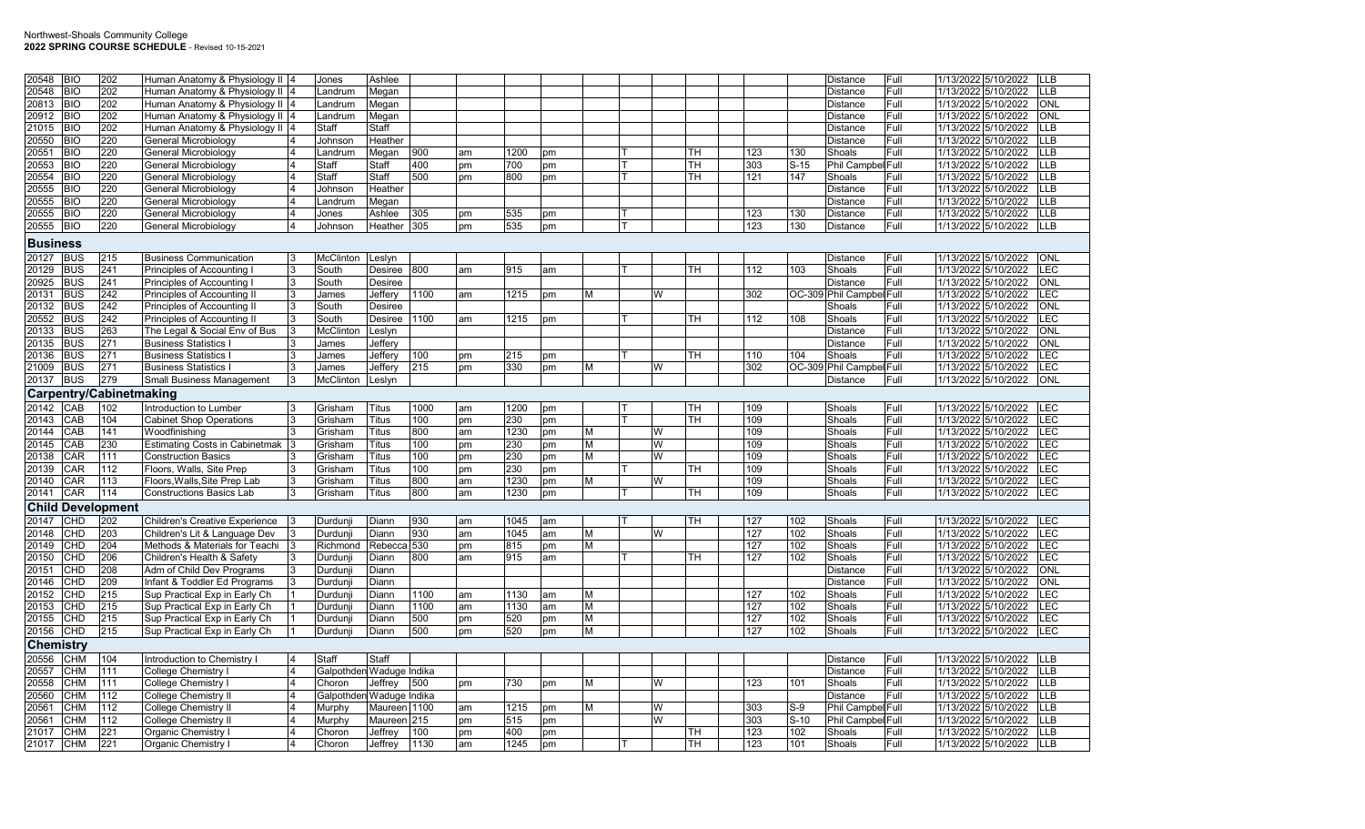Northwest-Shoals Community College
**2022 SPRING COURSE SCHEDULE** - Revised 10-15-2021

| | | | | | | | | | | | | | | | | | | | | | | | |
|---|---|---|---|---|---|---|---|---|---|---|---|---|---|---|---|---|---|---|---|---|---|---|---|
| 20548 | BIO | 202 | Human Anatomy & Physiology II | 4 | Jones | Ashlee | | | | | | | | | | | | | Distance | Full | 1/13/2022 | 5/10/2022 | LLB |
| 20548 | BIO | 202 | Human Anatomy & Physiology II | 4 | Landrum | Megan | | | | | | | | | | | | | Distance | Full | 1/13/2022 | 5/10/2022 | LLB |
| 20813 | BIO | 202 | Human Anatomy & Physiology II | 4 | Landrum | Megan | | | | | | | | | | | | | Distance | Full | 1/13/2022 | 5/10/2022 | ONL |
| 20912 | BIO | 202 | Human Anatomy & Physiology II | 4 | Landrum | Megan | | | | | | | | | | | | | Distance | Full | 1/13/2022 | 5/10/2022 | ONL |
| 21015 | BIO | 202 | Human Anatomy & Physiology II | 4 | Staff | Staff | | | | | | | | | | | | | Distance | Full | 1/13/2022 | 5/10/2022 | LLB |
| 20550 | BIO | 220 | General Microbiology | 4 | Johnson | Heather | | | | | | | | | | | | | Distance | Full | 1/13/2022 | 5/10/2022 | LLB |
| 20551 | BIO | 220 | General Microbiology | 4 | Landrum | Megan | 900 | am | 1200 | pm | | T | | TH | | 123 | 130 | | Shoals | Full | 1/13/2022 | 5/10/2022 | LLB |
| 20553 | BIO | 220 | General Microbiology | 4 | Staff | Staff | 400 | pm | 700 | pm | | T | | TH | | 303 | S-15 | | Phil Campbell | Full | 1/13/2022 | 5/10/2022 | LLB |
| 20554 | BIO | 220 | General Microbiology | 4 | Staff | Staff | 500 | pm | 800 | pm | | T | | TH | | 121 | 147 | | Shoals | Full | 1/13/2022 | 5/10/2022 | LLB |
| 20555 | BIO | 220 | General Microbiology | 4 | Johnson | Heather | | | | | | | | | | | | | Distance | Full | 1/13/2022 | 5/10/2022 | LLB |
| 20555 | BIO | 220 | General Microbiology | 4 | Landrum | Megan | | | | | | | | | | | | | Distance | Full | 1/13/2022 | 5/10/2022 | LLB |
| 20555 | BIO | 220 | General Microbiology | 4 | Jones | Ashlee | 305 | pm | 535 | pm | | T | | | | 123 | 130 | | Distance | Full | 1/13/2022 | 5/10/2022 | LLB |
| 20555 | BIO | 220 | General Microbiology | 4 | Johnson | Heather | 305 | pm | 535 | pm | | T | | | | 123 | 130 | | Distance | Full | 1/13/2022 | 5/10/2022 | LLB |
| **Business** | | | | | | | | | | | | | | | | | | | | | | | |
| 20127 | BUS | 215 | Business Communication | 3 | McClinton | Leslyn | | | | | | | | | | | | | Distance | Full | 1/13/2022 | 5/10/2022 | ONL |
| 20129 | BUS | 241 | Principles of Accounting I | 3 | South | Desiree | 800 | am | 915 | am | | T | | TH | | 112 | 103 | | Shoals | Full | 1/13/2022 | 5/10/2022 | LEC |
| 20925 | BUS | 241 | Principles of Accounting I | 3 | South | Desiree | | | | | | | | | | | | | Distance | Full | 1/13/2022 | 5/10/2022 | ONL |
| 20131 | BUS | 242 | Principles of Accounting II | 3 | James | Jeffery | 1100 | am | 1215 | pm | M | | W | | | 302 | OC-309 | | Phil Campbell | Full | 1/13/2022 | 5/10/2022 | LEC |
| 20132 | BUS | 242 | Principles of Accounting II | 3 | South | Desiree | | | | | | | | | | | | | Shoals | Full | 1/13/2022 | 5/10/2022 | ONL |
| 20552 | BUS | 242 | Principles of Accounting II | 3 | South | Desiree | 1100 | am | 1215 | pm | | T | | TH | | 112 | 108 | | Shoals | Full | 1/13/2022 | 5/10/2022 | LEC |
| 20133 | BUS | 263 | The Legal & Social Env of Bus | 3 | McClinton | Leslyn | | | | | | | | | | | | | Distance | Full | 1/13/2022 | 5/10/2022 | ONL |
| 20135 | BUS | 271 | Business Statistics I | 3 | James | Jeffery | | | | | | | | | | | | | Distance | Full | 1/13/2022 | 5/10/2022 | ONL |
| 20136 | BUS | 271 | Business Statistics I | 3 | James | Jeffery | 100 | pm | 215 | pm | | T | | TH | | 110 | 104 | | Shoals | Full | 1/13/2022 | 5/10/2022 | LEC |
| 21009 | BUS | 271 | Business Statistics I | 3 | James | Jeffery | 215 | pm | 330 | pm | M | | W | | | 302 | OC-309 | | Phil Campbell | Full | 1/13/2022 | 5/10/2022 | LEC |
| 20137 | BUS | 279 | Small Business Management | 3 | McClinton | Leslyn | | | | | | | | | | | | | Distance | Full | 1/13/2022 | 5/10/2022 | ONL |
| **Carpentry/Cabinetmaking** | | | | | | | | | | | | | | | | | | | | | | | |
| 20142 | CAB | 102 | Introduction to Lumber | 3 | Grisham | Titus | 1000 | am | 1200 | pm | | T | | TH | | 109 | | | Shoals | Full | 1/13/2022 | 5/10/2022 | LEC |
| 20143 | CAB | 104 | Cabinet Shop Operations | 3 | Grisham | Titus | 100 | pm | 230 | pm | | T | | TH | | 109 | | | Shoals | Full | 1/13/2022 | 5/10/2022 | LEC |
| 20144 | CAB | 141 | Woodfinishing | 3 | Grisham | Titus | 800 | am | 1230 | pm | M | | W | | | 109 | | | Shoals | Full | 1/13/2022 | 5/10/2022 | LEC |
| 20145 | CAB | 230 | Estimating Costs in Cabinetmak | 3 | Grisham | Titus | 100 | pm | 230 | pm | M | | W | | | 109 | | | Shoals | Full | 1/13/2022 | 5/10/2022 | LEC |
| 20138 | CAR | 111 | Construction Basics | 3 | Grisham | Titus | 100 | pm | 230 | pm | M | | W | | | 109 | | | Shoals | Full | 1/13/2022 | 5/10/2022 | LEC |
| 20139 | CAR | 112 | Floors, Walls, Site Prep | 3 | Grisham | Titus | 100 | pm | 230 | pm | | T | | TH | | 109 | | | Shoals | Full | 1/13/2022 | 5/10/2022 | LEC |
| 20140 | CAR | 113 | Floors,Walls,Site Prep Lab | 3 | Grisham | Titus | 800 | am | 1230 | pm | M | | W | | | 109 | | | Shoals | Full | 1/13/2022 | 5/10/2022 | LEC |
| 20141 | CAR | 114 | Constructions Basics Lab | 3 | Grisham | Titus | 800 | am | 1230 | pm | | T | | TH | | 109 | | | Shoals | Full | 1/13/2022 | 5/10/2022 | LEC |
| **Child Development** | | | | | | | | | | | | | | | | | | | | | | | |
| 20147 | CHD | 202 | Children's Creative Experience | 3 | Durdunji | Diann | 930 | am | 1045 | am | | T | | TH | | 127 | 102 | | Shoals | Full | 1/13/2022 | 5/10/2022 | LEC |
| 20148 | CHD | 203 | Children's Lit & Language Dev | 3 | Durdunji | Diann | 930 | am | 1045 | am | M | | W | | | 127 | 102 | | Shoals | Full | 1/13/2022 | 5/10/2022 | LEC |
| 20149 | CHD | 204 | Methods & Materials for Teachi | 3 | Richmond | Rebecca | 530 | pm | 815 | pm | M | | | | | 127 | 102 | | Shoals | Full | 1/13/2022 | 5/10/2022 | LEC |
| 20150 | CHD | 206 | Children's Health & Safety | 3 | Durdunji | Diann | 800 | am | 915 | am | | T | | TH | | 127 | 102 | | Shoals | Full | 1/13/2022 | 5/10/2022 | LEC |
| 20151 | CHD | 208 | Adm of Child Dev Programs | 3 | Durdunji | Diann | | | | | | | | | | | | | Distance | Full | 1/13/2022 | 5/10/2022 | ONL |
| 20146 | CHD | 209 | Infant & Toddler Ed Programs | 3 | Durdunji | Diann | | | | | | | | | | | | | Distance | Full | 1/13/2022 | 5/10/2022 | ONL |
| 20152 | CHD | 215 | Sup Practical Exp in Early Ch | 1 | Durdunji | Diann | 1100 | am | 1130 | am | M | | | | | 127 | 102 | | Shoals | Full | 1/13/2022 | 5/10/2022 | LEC |
| 20153 | CHD | 215 | Sup Practical Exp in Early Ch | 1 | Durdunji | Diann | 1100 | am | 1130 | am | M | | | | | 127 | 102 | | Shoals | Full | 1/13/2022 | 5/10/2022 | LEC |
| 20155 | CHD | 215 | Sup Practical Exp in Early Ch | 1 | Durdunji | Diann | 500 | pm | 520 | pm | M | | | | | 127 | 102 | | Shoals | Full | 1/13/2022 | 5/10/2022 | LEC |
| 20156 | CHD | 215 | Sup Practical Exp in Early Ch | 1 | Durdunji | Diann | 500 | pm | 520 | pm | M | | | | | 127 | 102 | | Shoals | Full | 1/13/2022 | 5/10/2022 | LEC |
| **Chemistry** | | | | | | | | | | | | | | | | | | | | | | | |
| 20556 | CHM | 104 | Introduction to Chemistry I | 4 | Staff | Staff | | | | | | | | | | | | | Distance | Full | 1/13/2022 | 5/10/2022 | LLB |
| 20557 | CHM | 111 | College Chemistry I | 4 | Galpothden | Waduge Indika | | | | | | | | | | | | | Distance | Full | 1/13/2022 | 5/10/2022 | LLB |
| 20558 | CHM | 111 | College Chemistry I | 4 | Choron | Jeffrey | 500 | pm | 730 | pm | M | | W | | | 123 | 101 | | Shoals | Full | 1/13/2022 | 5/10/2022 | LLB |
| 20560 | CHM | 112 | College Chemistry II | 4 | Galpothden | Waduge Indika | | | | | | | | | | | | | Distance | Full | 1/13/2022 | 5/10/2022 | LLB |
| 20561 | CHM | 112 | College Chemistry II | 4 | Murphy | Maureen | 1100 | am | 1215 | pm | M | | W | | | 303 | S-9 | | Phil Campbell | Full | 1/13/2022 | 5/10/2022 | LLB |
| 20561 | CHM | 112 | College Chemistry II | 4 | Murphy | Maureen | 215 | pm | 515 | pm | | | W | | | 303 | S-10 | | Phil Campbell | Full | 1/13/2022 | 5/10/2022 | LLB |
| 21017 | CHM | 221 | Organic Chemistry I | 4 | Choron | Jeffrey | 100 | pm | 400 | pm | | | | TH | | 123 | 102 | | Shoals | Full | 1/13/2022 | 5/10/2022 | LLB |
| 21017 | CHM | 221 | Organic Chemistry I | 4 | Choron | Jeffrey | 1130 | am | 1245 | pm | | T | | TH | | 123 | 101 | | Shoals | Full | 1/13/2022 | 5/10/2022 | LLB |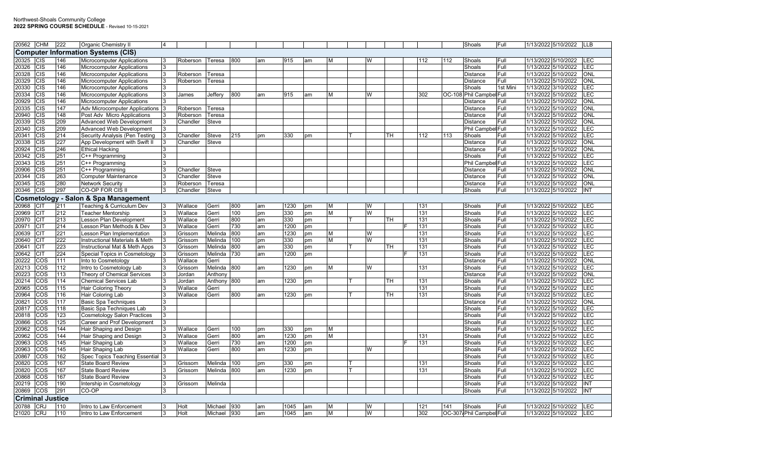Northwest-Shoals Community College
**2022 SPRING COURSE SCHEDULE** - Revised 10-15-2021

| CRN | Subj | Crse | Title | Cr | Last | First | Start | | End | | M | T | W | TH | F | Room | Room2 | Campus | Term | Start Date | End Date | Type |
|---|---|---|---|---|---|---|---|---|---|---|---|---|---|---|---|---|---|---|---|---|---|---|
| 20562 | CHM | 222 | Organic Chemistry II | 4 | | | | | | | | | | | | | | Shoals | Full | 1/13/2022 | 5/10/2022 | LLB |
| **Computer Information Systems (CIS)** | | | | | | | | | | | | | | | | | | | | | | |
| 20325 | CIS | 146 | Microcomputer Applications | 3 | Roberson | Teresa | 800 | am | 915 | am | M | | W | | | 112 | 112 | Shoals | Full | 1/13/2022 | 5/10/2022 | LEC |
| 20326 | CIS | 146 | Microcomputer Applications | 3 | | | | | | | | | | | | | | Shoals | Full | 1/13/2022 | 5/10/2022 | LEC |
| 20328 | CIS | 146 | Microcomputer Applications | 3 | Roberson | Teresa | | | | | | | | | | | | Distance | Full | 1/13/2022 | 5/10/2022 | ONL |
| 20329 | CIS | 146 | Microcomputer Applications | 3 | Roberson | Teresa | | | | | | | | | | | | Distance | Full | 1/13/2022 | 5/10/2022 | ONL |
| 20330 | CIS | 146 | Microcomputer Applications | 3 | | | | | | | | | | | | | | Shoals | 1st Mini | 1/13/2022 | 3/10/2022 | LEC |
| 20334 | CIS | 146 | Microcomputer Applications | 3 | James | Jeffery | 800 | am | 915 | am | M | | W | | | 302 | OC-108 | Phil Campbell | Full | 1/13/2022 | 5/10/2022 | LEC |
| 20929 | CIS | 146 | Microcomputer Applications | 3 | | | | | | | | | | | | | | Distance | Full | 1/13/2022 | 5/10/2022 | ONL |
| 20335 | CIS | 147 | Adv Microcomputer Applications | 3 | Roberson | Teresa | | | | | | | | | | | | Distance | Full | 1/13/2022 | 5/10/2022 | ONL |
| 20940 | CIS | 148 | Post Adv Micro Applications | 3 | Roberson | Teresa | | | | | | | | | | | | Distance | Full | 1/13/2022 | 5/10/2022 | ONL |
| 20339 | CIS | 209 | Advanced Web Development | 3 | Chandler | Steve | | | | | | | | | | | | Distance | Full | 1/13/2022 | 5/10/2022 | ONL |
| 20340 | CIS | 209 | Advanced Web Development | 3 | | | | | | | | | | | | | | Phil Campbell | Full | 1/13/2022 | 5/10/2022 | LEC |
| 20341 | CIS | 214 | Security Analysis (Pen Testing | 3 | Chandler | Steve | 215 | pm | 330 | pm | | T | | TH | | 112 | 113 | Shoals | Full | 1/13/2022 | 5/10/2022 | LEC |
| 20338 | CIS | 227 | App Development with Swift II | 3 | Chandler | Steve | | | | | | | | | | | | Distance | Full | 1/13/2022 | 5/10/2022 | ONL |
| 20924 | CIS | 246 | Ethical Hacking | 3 | | | | | | | | | | | | | | Distance | Full | 1/13/2022 | 5/10/2022 | ONL |
| 20342 | CIS | 251 | C++ Programming | 3 | | | | | | | | | | | | | | Shoals | Full | 1/13/2022 | 5/10/2022 | LEC |
| 20343 | CIS | 251 | C++ Programming | 3 | | | | | | | | | | | | | | Phil Campbell | Full | 1/13/2022 | 5/10/2022 | LEC |
| 20906 | CIS | 251 | C++ Programming | 3 | Chandler | Steve | | | | | | | | | | | | Distance | Full | 1/13/2022 | 5/10/2022 | ONL |
| 20344 | CIS | 263 | Computer Maintenance | 3 | Chandler | Steve | | | | | | | | | | | | Distance | Full | 1/13/2022 | 5/10/2022 | ONL |
| 20345 | CIS | 280 | Network Security | 3 | Roberson | Teresa | | | | | | | | | | | | Distance | Full | 1/13/2022 | 5/10/2022 | ONL |
| 20346 | CIS | 297 | CO-OP FOR CIS II | 3 | Chandler | Steve | | | | | | | | | | | | Shoals | Full | 1/13/2022 | 5/10/2022 | INT |
| **Cosmetology - Salon & Spa Management** | | | | | | | | | | | | | | | | | | | | | | |
| 20968 | CIT | 211 | Teaching & Curriculum Dev | 3 | Wallace | Gerri | 800 | am | 1230 | pm | M | | W | | | 131 | | Shoals | Full | 1/13/2022 | 5/10/2022 | LEC |
| 20969 | CIT | 212 | Teacher Mentorship | 3 | Wallace | Gerri | 100 | pm | 330 | pm | M | | W | | | 131 | | Shoals | Full | 1/13/2022 | 5/10/2022 | LEC |
| 20970 | CIT | 213 | Lesson Plan Development | 3 | Wallace | Gerri | 800 | am | 330 | pm | | T | | TH | | 131 | | Shoals | Full | 1/13/2022 | 5/10/2022 | LEC |
| 20971 | CIT | 214 | Lesson Plan Methods & Dev | 3 | Wallace | Gerri | 730 | am | 1200 | pm | | | | | F | 131 | | Shoals | Full | 1/13/2022 | 5/10/2022 | LEC |
| 20639 | CIT | 221 | Lesson Plan Implementation | 3 | Grissom | Melinda | 800 | am | 1230 | pm | M | | W | | | 131 | | Shoals | Full | 1/13/2022 | 5/10/2022 | LEC |
| 20640 | CIT | 222 | Instructional Materials & Meth | 3 | Grissom | Melinda | 100 | pm | 330 | pm | M | | W | | | 131 | | Shoals | Full | 1/13/2022 | 5/10/2022 | LEC |
| 20641 | CIT | 223 | Instructional Mat & Meth Apps | 3 | Grissom | Melinda | 800 | am | 330 | pm | | T | | TH | | 131 | | Shoals | Full | 1/13/2022 | 5/10/2022 | LEC |
| 20642 | CIT | 224 | Special Topics in Cosmetology | 3 | Grissom | Melinda | 730 | am | 1200 | pm | | | | | F | 131 | | Shoals | Full | 1/13/2022 | 5/10/2022 | LEC |
| 20222 | COS | 111 | Into to Cosmetology | 3 | Wallace | Gerri | | | | | | | | | | | | Distance | Full | 1/13/2022 | 5/10/2022 | ONL |
| 20213 | COS | 112 | Intro to Cosmetology Lab | 3 | Grissom | Melinda | 800 | am | 1230 | pm | M | | W | | | 131 | | Shoals | Full | 1/13/2022 | 5/10/2022 | LEC |
| 20223 | COS | 113 | Theory of Chemical Services | 3 | Jordan | Anthony | | | | | | | | | | | | Distance | Full | 1/13/2022 | 5/10/2022 | ONL |
| 20214 | COS | 114 | Chemical Services Lab | 3 | Jordan | Anthony | 800 | am | 1230 | pm | | T | | TH | | 131 | | Shoals | Full | 1/13/2022 | 5/10/2022 | LEC |
| 20965 | COS | 115 | Hair Coloring Theory | 3 | Wallace | Gerri | | | | | | | | | | 131 | | Shoals | Full | 1/13/2022 | 5/10/2022 | LEC |
| 20964 | COS | 116 | Hair Coloring Lab | 3 | Wallace | Gerri | 800 | am | 1230 | pm | | T | | TH | | 131 | | Shoals | Full | 1/13/2022 | 5/10/2022 | LEC |
| 20821 | COS | 117 | Basic Spa Techniques | 3 | | | | | | | | | | | | | | Distance | Full | 1/13/2022 | 5/10/2022 | ONL |
| 20817 | COS | 118 | Basic Spa Techniques Lab | 3 | | | | | | | | | | | | | | Shoals | Full | 1/13/2022 | 5/10/2022 | LEC |
| 20818 | COS | 123 | Cosmetology Salon Practices | 3 | | | | | | | | | | | | | | Shoals | Full | 1/13/2022 | 5/10/2022 | LEC |
| 20866 | COS | 125 | Career and Prof Development | 3 | | | | | | | | | | | | | | Shoals | Full | 1/13/2022 | 5/10/2022 | LEC |
| 20962 | COS | 144 | Hair Shaping and Design | 3 | Wallace | Gerri | 100 | pm | 330 | pm | M | | | | | | | Shoals | Full | 1/13/2022 | 5/10/2022 | LEC |
| 20962 | COS | 144 | Hair Shaping and Design | 3 | Wallace | Gerri | 800 | am | 1230 | pm | M | | | | | 131 | | Shoals | Full | 1/13/2022 | 5/10/2022 | LEC |
| 20963 | COS | 145 | Hair Shaping Lab | 3 | Wallace | Gerri | 730 | am | 1200 | pm | | | | | F | 131 | | Shoals | Full | 1/13/2022 | 5/10/2022 | LEC |
| 20963 | COS | 145 | Hair Shaping Lab | 3 | Wallace | Gerri | 800 | am | 1230 | pm | | | W | | | | | Shoals | Full | 1/13/2022 | 5/10/2022 | LEC |
| 20867 | COS | 162 | Spec Topics Teaching Essential | 3 | | | | | | | | | | | | | | Shoals | Full | 1/13/2022 | 5/10/2022 | LEC |
| 20820 | COS | 167 | State Board Review | 3 | Grissom | Melinda | 100 | pm | 330 | pm | | T | | | | 131 | | Shoals | Full | 1/13/2022 | 5/10/2022 | LEC |
| 20820 | COS | 167 | State Board Review | 3 | Grissom | Melinda | 800 | am | 1230 | pm | | T | | | | 131 | | Shoals | Full | 1/13/2022 | 5/10/2022 | LEC |
| 20868 | COS | 167 | State Board Review | 3 | | | | | | | | | | | | | | Shoals | Full | 1/13/2022 | 5/10/2022 | LEC |
| 20219 | COS | 190 | Intership in Cosmetology | 3 | Grissom | Melinda | | | | | | | | | | | | Shoals | Full | 1/13/2022 | 5/10/2022 | INT |
| 20869 | COS | 291 | CO-OP | 3 | | | | | | | | | | | | | | Shoals | Full | 1/13/2022 | 5/10/2022 | INT |
| **Criminal Justice** | | | | | | | | | | | | | | | | | | | | | | |
| 20788 | CRJ | 110 | Intro to Law Enforcement | 3 | Holt | Michael | 930 | am | 1045 | am | M | | W | | | 121 | 141 | Shoals | Full | 1/13/2022 | 5/10/2022 | LEC |
| 21020 | CRJ | 110 | Intro to Law Enforcement | 3 | Holt | Michael | 930 | am | 1045 | am | M | | W | | | 302 | OC-307 | Phil Campbell | Full | 1/13/2022 | 5/10/2022 | LEC |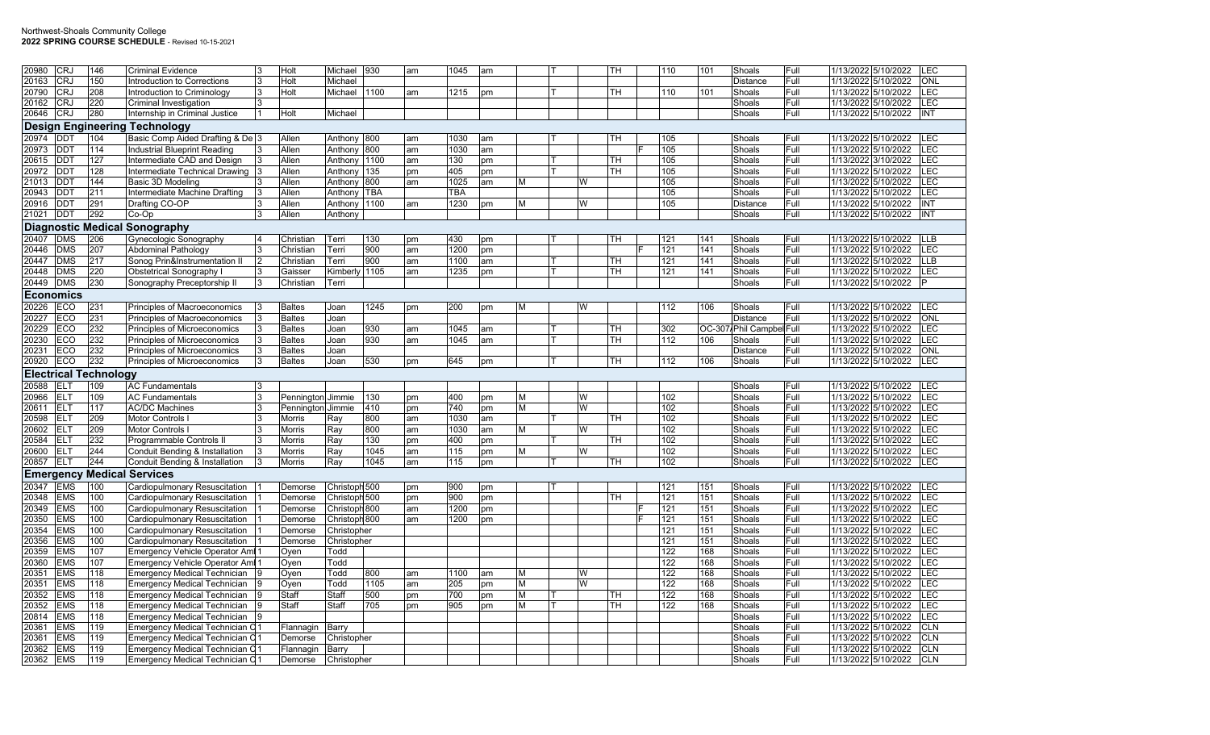Northwest-Shoals Community College
**2022 SPRING COURSE SCHEDULE** - Revised 10-15-2021

| | | | | | | | | | | | | | | | | | | | | | | | | |
|---|---|---|---|---|---|---|---|---|---|---|---|---|---|---|---|---|---|---|---|---|---|---|---|---|
| 20980 | CRJ | 146 | Criminal Evidence | 3 | Holt | Michael | 930 | am | 1045 | am | | T | | TH | | 110 | 101 | Shoals | Full | 1/13/2022 | 5/10/2022 | LEC |
| 20163 | CRJ | 150 | Introduction to Corrections | 3 | Holt | Michael | | | | | | | | | | | | Distance | Full | 1/13/2022 | 5/10/2022 | ONL |
| 20790 | CRJ | 208 | Introduction to Criminology | 3 | Holt | Michael | 1100 | am | 1215 | pm | | T | | TH | | 110 | 101 | Shoals | Full | 1/13/2022 | 5/10/2022 | LEC |
| 20162 | CRJ | 220 | Criminal Investigation | 3 | | | | | | | | | | | | | | Shoals | Full | 1/13/2022 | 5/10/2022 | LEC |
| 20646 | CRJ | 280 | Internship in Criminal Justice | 1 | Holt | Michael | | | | | | | | | | | | Shoals | Full | 1/13/2022 | 5/10/2022 | INT |
| **Design Engineering Technology** | | | | | | | | | | | | | | | | | | | | | | |
| 20974 | DDT | 104 | Basic Comp Aided Drafting & De | 3 | Allen | Anthony | 800 | am | 1030 | am | | T | | TH | | 105 | | Shoals | Full | 1/13/2022 | 5/10/2022 | LEC |
| 20973 | DDT | 114 | Industrial Blueprint Reading | 3 | Allen | Anthony | 800 | am | 1030 | am | | | | | F | 105 | | Shoals | Full | 1/13/2022 | 5/10/2022 | LEC |
| 20615 | DDT | 127 | Intermediate CAD and Design | 3 | Allen | Anthony | 1100 | am | 130 | pm | | T | | TH | | 105 | | Shoals | Full | 1/13/2022 | 3/10/2022 | LEC |
| 20972 | DDT | 128 | Intermediate Technical Drawing | 3 | Allen | Anthony | 135 | pm | 405 | pm | | T | | TH | | 105 | | Shoals | Full | 1/13/2022 | 5/10/2022 | LEC |
| 21013 | DDT | 144 | Basic 3D Modeling | 3 | Allen | Anthony | 800 | am | 1025 | am | M | | W | | | 105 | | Shoals | Full | 1/13/2022 | 5/10/2022 | LEC |
| 20943 | DDT | 211 | Intermediate Machine Drafting | 3 | Allen | Anthony | TBA | | TBA | | | | | | | 105 | | Shoals | Full | 1/13/2022 | 5/10/2022 | LEC |
| 20916 | DDT | 291 | Drafting CO-OP | 3 | Allen | Anthony | 1100 | am | 1230 | pm | M | | W | | | 105 | | Distance | Full | 1/13/2022 | 5/10/2022 | INT |
| 21021 | DDT | 292 | Co-Op | 3 | Allen | Anthony | | | | | | | | | | | | Shoals | Full | 1/13/2022 | 5/10/2022 | INT |
| **Diagnostic Medical Sonography** | | | | | | | | | | | | | | | | | | | | | | |
| 20407 | DMS | 206 | Gynecologic Sonography | 4 | Christian | Terri | 130 | pm | 430 | pm | | T | | TH | | 121 | 141 | Shoals | Full | 1/13/2022 | 5/10/2022 | LLB |
| 20446 | DMS | 207 | Abdominal Pathology | 3 | Christian | Terri | 900 | am | 1200 | pm | | | | | F | 121 | 141 | Shoals | Full | 1/13/2022 | 5/10/2022 | LEC |
| 20447 | DMS | 217 | Sonog Prin&Instrumentation II | 2 | Christian | Terri | 900 | am | 1100 | am | | T | | TH | | 121 | 141 | Shoals | Full | 1/13/2022 | 5/10/2022 | LLB |
| 20448 | DMS | 220 | Obstetrical Sonography I | 3 | Gaisser | Kimberly | 1105 | am | 1235 | pm | | T | | TH | | 121 | 141 | Shoals | Full | 1/13/2022 | 5/10/2022 | LEC |
| 20449 | DMS | 230 | Sonography Preceptorship II | 3 | Christian | Terri | | | | | | | | | | | | Shoals | Full | 1/13/2022 | 5/10/2022 | P |
| **Economics** | | | | | | | | | | | | | | | | | | | | | | |
| 20226 | ECO | 231 | Principles of Macroeconomics | 3 | Baltes | Joan | 1245 | pm | 200 | pm | M | | W | | | 112 | 106 | Shoals | Full | 1/13/2022 | 5/10/2022 | LEC |
| 20227 | ECO | 231 | Principles of Macroeconomics | 3 | Baltes | Joan | | | | | | | | | | | | Distance | Full | 1/13/2022 | 5/10/2022 | ONL |
| 20229 | ECO | 232 | Principles of Microeconomics | 3 | Baltes | Joan | 930 | am | 1045 | am | | T | | TH | | 302 | OC-307 | Phil Campbell | Full | 1/13/2022 | 5/10/2022 | LEC |
| 20230 | ECO | 232 | Principles of Microeconomics | 3 | Baltes | Joan | 930 | am | 1045 | am | | T | | TH | | 112 | 106 | Shoals | Full | 1/13/2022 | 5/10/2022 | LEC |
| 20231 | ECO | 232 | Principles of Microeconomics | 3 | Baltes | Joan | | | | | | | | | | | | Distance | Full | 1/13/2022 | 5/10/2022 | ONL |
| 20920 | ECO | 232 | Principles of Microeconomics | 3 | Baltes | Joan | 530 | pm | 645 | pm | | T | | TH | | 112 | 106 | Shoals | Full | 1/13/2022 | 5/10/2022 | LEC |
| **Electrical Technology** | | | | | | | | | | | | | | | | | | | | | | |
| 20588 | ELT | 109 | AC Fundamentals | 3 | | | | | | | | | | | | | | Shoals | Full | 1/13/2022 | 5/10/2022 | LEC |
| 20966 | ELT | 109 | AC Fundamentals | 3 | Pennington | Jimmie | 130 | pm | 400 | pm | M | | W | | | 102 | | Shoals | Full | 1/13/2022 | 5/10/2022 | LEC |
| 20611 | ELT | 117 | AC/DC Machines | 3 | Pennington | Jimmie | 410 | pm | 740 | pm | M | | W | | | 102 | | Shoals | Full | 1/13/2022 | 5/10/2022 | LEC |
| 20598 | ELT | 209 | Motor Controls I | 3 | Morris | Ray | 800 | am | 1030 | am | | T | | TH | | 102 | | Shoals | Full | 1/13/2022 | 5/10/2022 | LEC |
| 20602 | ELT | 209 | Motor Controls I | 3 | Morris | Ray | 800 | am | 1030 | am | M | | W | | | 102 | | Shoals | Full | 1/13/2022 | 5/10/2022 | LEC |
| 20584 | ELT | 232 | Programmable Controls II | 3 | Morris | Ray | 130 | pm | 400 | pm | | T | | TH | | 102 | | Shoals | Full | 1/13/2022 | 5/10/2022 | LEC |
| 20600 | ELT | 244 | Conduit Bending & Installation | 3 | Morris | Ray | 1045 | am | 115 | pm | M | | W | | | 102 | | Shoals | Full | 1/13/2022 | 5/10/2022 | LEC |
| 20857 | ELT | 244 | Conduit Bending & Installation | 3 | Morris | Ray | 1045 | am | 115 | pm | | T | | TH | | 102 | | Shoals | Full | 1/13/2022 | 5/10/2022 | LEC |
| **Emergency Medical Services** | | | | | | | | | | | | | | | | | | | | | | |
| 20347 | EMS | 100 | Cardiopulmonary Resuscitation | 1 | Demorse | Christopher | 500 | pm | 900 | pm | | T | | | | 121 | 151 | Shoals | Full | 1/13/2022 | 5/10/2022 | LEC |
| 20348 | EMS | 100 | Cardiopulmonary Resuscitation | 1 | Demorse | Christopher | 500 | pm | 900 | pm | | | | TH | | 121 | 151 | Shoals | Full | 1/13/2022 | 5/10/2022 | LEC |
| 20349 | EMS | 100 | Cardiopulmonary Resuscitation | 1 | Demorse | Christopher | 800 | am | 1200 | pm | | | | | F | 121 | 151 | Shoals | Full | 1/13/2022 | 5/10/2022 | LEC |
| 20350 | EMS | 100 | Cardiopulmonary Resuscitation | 1 | Demorse | Christopher | 800 | am | 1200 | pm | | | | | F | 121 | 151 | Shoals | Full | 1/13/2022 | 5/10/2022 | LEC |
| 20354 | EMS | 100 | Cardiopulmonary Resuscitation | 1 | Demorse | Christopher | | | | | | | | | | 121 | 151 | Shoals | Full | 1/13/2022 | 5/10/2022 | LEC |
| 20356 | EMS | 100 | Cardiopulmonary Resuscitation | 1 | Demorse | Christopher | | | | | | | | | | 121 | 151 | Shoals | Full | 1/13/2022 | 5/10/2022 | LEC |
| 20359 | EMS | 107 | Emergency Vehicle Operator Aml | 1 | Oyen | Todd | | | | | | | | | | 122 | 168 | Shoals | Full | 1/13/2022 | 5/10/2022 | LEC |
| 20360 | EMS | 107 | Emergency Vehicle Operator Aml | 1 | Oyen | Todd | | | | | | | | | | 122 | 168 | Shoals | Full | 1/13/2022 | 5/10/2022 | LEC |
| 20351 | EMS | 118 | Emergency Medical Technician | 9 | Oyen | Todd | 800 | am | 1100 | am | M | | W | | | 122 | 168 | Shoals | Full | 1/13/2022 | 5/10/2022 | LEC |
| 20351 | EMS | 118 | Emergency Medical Technician | 9 | Oyen | Todd | 1105 | am | 205 | pm | M | | W | | | 122 | 168 | Shoals | Full | 1/13/2022 | 5/10/2022 | LEC |
| 20352 | EMS | 118 | Emergency Medical Technician | 9 | Staff | Staff | 500 | pm | 700 | pm | M | T | | TH | | 122 | 168 | Shoals | Full | 1/13/2022 | 5/10/2022 | LEC |
| 20352 | EMS | 118 | Emergency Medical Technician | 9 | Staff | Staff | 705 | pm | 905 | pm | M | T | | TH | | 122 | 168 | Shoals | Full | 1/13/2022 | 5/10/2022 | LEC |
| 20814 | EMS | 118 | Emergency Medical Technician | 9 | | | | | | | | | | | | | | Shoals | Full | 1/13/2022 | 5/10/2022 | LEC |
| 20361 | EMS | 119 | Emergency Medical Technician C | 1 | Flannagin | Barry | | | | | | | | | | | | Shoals | Full | 1/13/2022 | 5/10/2022 | CLN |
| 20361 | EMS | 119 | Emergency Medical Technician C | 1 | Demorse | Christopher | | | | | | | | | | | | Shoals | Full | 1/13/2022 | 5/10/2022 | CLN |
| 20362 | EMS | 119 | Emergency Medical Technician C | 1 | Flannagin | Barry | | | | | | | | | | | | Shoals | Full | 1/13/2022 | 5/10/2022 | CLN |
| 20362 | EMS | 119 | Emergency Medical Technician C | 1 | Demorse | Christopher | | | | | | | | | | | | Shoals | Full | 1/13/2022 | 5/10/2022 | CLN |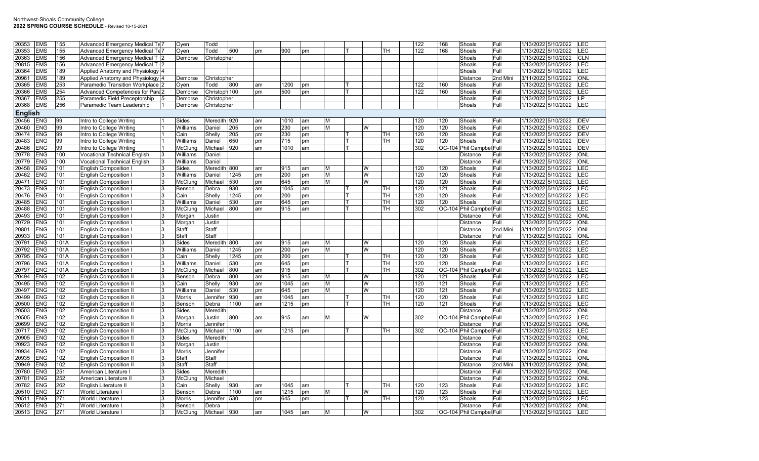Northwest-Shoals Community College
**2022 SPRING COURSE SCHEDULE** - Revised 10-15-2021

| | | | | | | | | | | | | | | | | | | | | | | | | |
|---|---|---|---|---|---|---|---|---|---|---|---|---|---|---|---|---|---|---|---|---|---|---|---|---|
| 20353 | EMS | 155 | Advanced Emergency Medical Te | 7 | Oyen | Todd | | | | | | | | | | | 122 | 168 | Shoals | Full | 1/13/2022 | 5/10/2022 | LEC |
| 20353 | EMS | 155 | Advanced Emergency Medical Te | 7 | Oyen | Todd | 500 | pm | 900 | pm | | T | | TH | | | 122 | 168 | Shoals | Full | 1/13/2022 | 5/10/2022 | LEC |
| 20363 | EMS | 156 | Advanced Emergency Medical T | 2 | Demorse | Christopher | | | | | | | | | | | | | Shoals | Full | 1/13/2022 | 5/10/2022 | CLN |
| 20815 | EMS | 156 | Advanced Emergency Medical T | 2 | | | | | | | | | | | | | | | Shoals | Full | 1/13/2022 | 5/10/2022 | LEC |
| 20364 | EMS | 189 | Applied Anatomy and Physiology | 4 | | | | | | | | | | | | | | | Shoals | Full | 1/13/2022 | 5/10/2022 | LEC |
| 20961 | EMS | 189 | Applied Anatomy and Physiology | 4 | Demorse | Christopher | | | | | | | | | | | | | Distance | 2nd Mini | 3/11/2022 | 5/10/2022 | ONL |
| 20365 | EMS | 253 | Paramedic Transition Workplace | 2 | Oyen | Todd | 800 | am | 1200 | pm | | T | | | | | 122 | 160 | Shoals | Full | 1/13/2022 | 5/10/2022 | LEC |
| 20366 | EMS | 254 | Advanced Competencies for Para | 2 | Demorse | Christoph | 100 | pm | 500 | pm | | T | | | | | 122 | 160 | Shoals | Full | 1/13/2022 | 5/10/2022 | LEC |
| 20367 | EMS | 255 | Paramedic Field Preceptorship | 5 | Demorse | Christopher | | | | | | | | | | | | | Shoals | Full | 1/13/2022 | 5/10/2022 | LP |
| 20368 | EMS | 256 | Paramedic Team Leadership | 1 | Demorse | Christopher | | | | | | | | | | | | | Shoals | Full | 1/13/2022 | 5/10/2022 | LEC |
| **English** | | | | | | | | | | | | | | | | | | | | | | | |
| 20456 | ENG | 99 | Intro to College Writing | 1 | Sides | Meredith | 920 | am | 1010 | am | M | | | | | | 120 | 120 | Shoals | Full | 1/13/2022 | 5/10/2022 | DEV |
| 20460 | ENG | 99 | Intro to College Writing | 1 | Williams | Daniel | 205 | pm | 230 | pm | M | | W | | | | 120 | 120 | Shoals | Full | 1/13/2022 | 5/10/2022 | DEV |
| 20474 | ENG | 99 | Intro to College Writing | 1 | Cain | Shelly | 205 | pm | 230 | pm | | T | | TH | | | 120 | 120 | Shoals | Full | 1/13/2022 | 5/10/2022 | DEV |
| 20483 | ENG | 99 | Intro to College Writing | 1 | Williams | Daniel | 650 | pm | 715 | pm | | T | | TH | | | 120 | 120 | Shoals | Full | 1/13/2022 | 5/10/2022 | DEV |
| 20486 | ENG | 99 | Intro to College Writing | 1 | McClung | Michael | 920 | am | 1010 | am | | T | | | | | 302 | OC-104 | Phil Campbel | Full | 1/13/2022 | 5/10/2022 | DEV |
| 20778 | ENG | 100 | Vocational Technical English | 3 | Williams | Daniel | | | | | | | | | | | | | Distance | Full | 1/13/2022 | 5/10/2022 | ONL |
| 20779 | ENG | 100 | Vocational Technical English | 3 | Williams | Daniel | | | | | | | | | | | | | Distance | Full | 1/13/2022 | 5/10/2022 | ONL |
| 20458 | ENG | 101 | English Composition I | 3 | Sides | Meredith | 800 | am | 915 | am | M | | W | | | | 120 | 120 | Shoals | Full | 1/13/2022 | 5/10/2022 | LEC |
| 20462 | ENG | 101 | English Composition I | 3 | Williams | Daniel | 1245 | pm | 200 | pm | M | | W | | | | 120 | 120 | Shoals | Full | 1/13/2022 | 5/10/2022 | LEC |
| 20471 | ENG | 101 | English Composition I | 3 | McClung | Michael | 530 | pm | 645 | pm | M | | W | | | | 120 | 120 | Shoals | Full | 1/13/2022 | 5/10/2022 | LEC |
| 20473 | ENG | 101 | English Composition I | 3 | Benson | Debra | 930 | am | 1045 | am | | T | | TH | | | 120 | 121 | Shoals | Full | 1/13/2022 | 5/10/2022 | LEC |
| 20476 | ENG | 101 | English Composition I | 3 | Cain | Shelly | 1245 | pm | 200 | pm | | T | | TH | | | 120 | 120 | Shoals | Full | 1/13/2022 | 5/10/2022 | LEC |
| 20485 | ENG | 101 | English Composition I | 3 | Williams | Daniel | 530 | pm | 645 | pm | | T | | TH | | | 120 | 120 | Shoals | Full | 1/13/2022 | 5/10/2022 | LEC |
| 20488 | ENG | 101 | English Composition I | 3 | McClung | Michael | 800 | am | 915 | am | | T | | TH | | | 302 | OC-104 | Phil Campbel | Full | 1/13/2022 | 5/10/2022 | LEC |
| 20493 | ENG | 101 | English Composition I | 3 | Morgan | Justin | | | | | | | | | | | | | Distance | Full | 1/13/2022 | 5/10/2022 | ONL |
| 20729 | ENG | 101 | English Composition I | 3 | Morgan | Justin | | | | | | | | | | | | | Distance | Full | 1/13/2022 | 5/10/2022 | ONL |
| 20801 | ENG | 101 | English Composition I | 3 | Staff | Staff | | | | | | | | | | | | | Distance | 2nd Mini | 3/11/2022 | 5/10/2022 | ONL |
| 20933 | ENG | 101 | English Composition I | 3 | Staff | Staff | | | | | | | | | | | | | Distance | Full | 1/13/2022 | 5/10/2022 | ONL |
| 20791 | ENG | 101A | English Composition I | 3 | Sides | Meredith | 800 | am | 915 | am | M | | W | | | | 120 | 120 | Shoals | Full | 1/13/2022 | 5/10/2022 | LEC |
| 20792 | ENG | 101A | English Composition I | 3 | Williams | Daniel | 1245 | pm | 200 | pm | M | | W | | | | 120 | 120 | Shoals | Full | 1/13/2022 | 5/10/2022 | LEC |
| 20795 | ENG | 101A | English Composition I | 3 | Cain | Shelly | 1245 | pm | 200 | pm | | T | | TH | | | 120 | 120 | Shoals | Full | 1/13/2022 | 5/10/2022 | LEC |
| 20796 | ENG | 101A | English Composition I | 3 | Williams | Daniel | 530 | pm | 645 | pm | | T | | TH | | | 120 | 120 | Shoals | Full | 1/13/2022 | 5/10/2022 | LEC |
| 20797 | ENG | 101A | English Composition I | 3 | McClung | Michael | 800 | am | 915 | am | | T | | TH | | | 302 | OC-104 | Phil Campbel | Full | 1/13/2022 | 5/10/2022 | LEC |
| 20494 | ENG | 102 | English Composition II | 3 | Benson | Debra | 800 | am | 915 | am | M | | W | | | | 120 | 121 | Shoals | Full | 1/13/2022 | 5/10/2022 | LEC |
| 20495 | ENG | 102 | English Composition II | 3 | Cain | Shelly | 930 | am | 1045 | am | M | | W | | | | 120 | 121 | Shoals | Full | 1/13/2022 | 5/10/2022 | LEC |
| 20497 | ENG | 102 | English Composition II | 3 | Williams | Daniel | 530 | pm | 645 | pm | M | | W | | | | 120 | 121 | Shoals | Full | 1/13/2022 | 5/10/2022 | LEC |
| 20499 | ENG | 102 | English Composition II | 3 | Morris | Jennifer | 930 | am | 1045 | am | | T | | TH | | | 120 | 120 | Shoals | Full | 1/13/2022 | 5/10/2022 | LEC |
| 20500 | ENG | 102 | English Composition II | 3 | Benson | Debra | 1100 | am | 1215 | pm | | T | | TH | | | 120 | 121 | Shoals | Full | 1/13/2022 | 5/10/2022 | LEC |
| 20503 | ENG | 102 | English Composition II | 3 | Sides | Meredith | | | | | | | | | | | | | Distance | Full | 1/13/2022 | 5/10/2022 | ONL |
| 20505 | ENG | 102 | English Composition II | 3 | Morgan | Justin | 800 | am | 915 | am | M | | W | | | | 302 | OC-104 | Phil Campbel | Full | 1/13/2022 | 5/10/2022 | LEC |
| 20699 | ENG | 102 | English Composition II | 3 | Morris | Jennifer | | | | | | | | | | | | | Distance | Full | 1/13/2022 | 5/10/2022 | ONL |
| 20717 | ENG | 102 | English Composition II | 3 | McClung | Michael | 1100 | am | 1215 | pm | | T | | TH | | | 302 | OC-104 | Phil Campbel | Full | 1/13/2022 | 5/10/2022 | LEC |
| 20905 | ENG | 102 | English Composition II | 3 | Sides | Meredith | | | | | | | | | | | | | Distance | Full | 1/13/2022 | 5/10/2022 | ONL |
| 20923 | ENG | 102 | English Composition II | 3 | Morgan | Justin | | | | | | | | | | | | | Distance | Full | 1/13/2022 | 5/10/2022 | ONL |
| 20934 | ENG | 102 | English Composition II | 3 | Morris | Jennifer | | | | | | | | | | | | | Distance | Full | 1/13/2022 | 5/10/2022 | ONL |
| 20935 | ENG | 102 | English Composition II | 3 | Staff | Staff | | | | | | | | | | | | | Distance | Full | 1/13/2022 | 5/10/2022 | ONL |
| 20949 | ENG | 102 | English Composition II | 3 | Staff | Staff | | | | | | | | | | | | | Distance | 2nd Mini | 3/11/2022 | 5/10/2022 | ONL |
| 20780 | ENG | 251 | American Literature I | 3 | Sides | Meredith | | | | | | | | | | | | | Distance | Full | 1/13/2022 | 5/10/2022 | ONL |
| 20781 | ENG | 252 | American Literature II | 3 | McClung | Michael | | | | | | | | | | | | | Distance | Full | 1/13/2022 | 5/10/2022 | ONL |
| 20782 | ENG | 262 | English Literature II | 3 | Cain | Shelly | 930 | am | 1045 | am | | T | | TH | | | 120 | 123 | Shoals | Full | 1/13/2022 | 5/10/2022 | LEC |
| 20510 | ENG | 271 | World Literature I | 3 | Benson | Debra | 1100 | am | 1215 | pm | M | | W | | | | 120 | 123 | Shoals | Full | 1/13/2022 | 5/10/2022 | LEC |
| 20511 | ENG | 271 | World Literature I | 3 | Morris | Jennifer | 530 | pm | 645 | pm | | T | | TH | | | 120 | 123 | Shoals | Full | 1/13/2022 | 5/10/2022 | LEC |
| 20512 | ENG | 271 | World Literature I | 3 | Benson | Debra | | | | | | | | | | | | | Distance | Full | 1/13/2022 | 5/10/2022 | ONL |
| 20513 | ENG | 271 | World Literature I | 3 | McClung | Michael | 930 | am | 1045 | am | M | | W | | | | 302 | OC-104 | Phil Campbel | Full | 1/13/2022 | 5/10/2022 | LEC |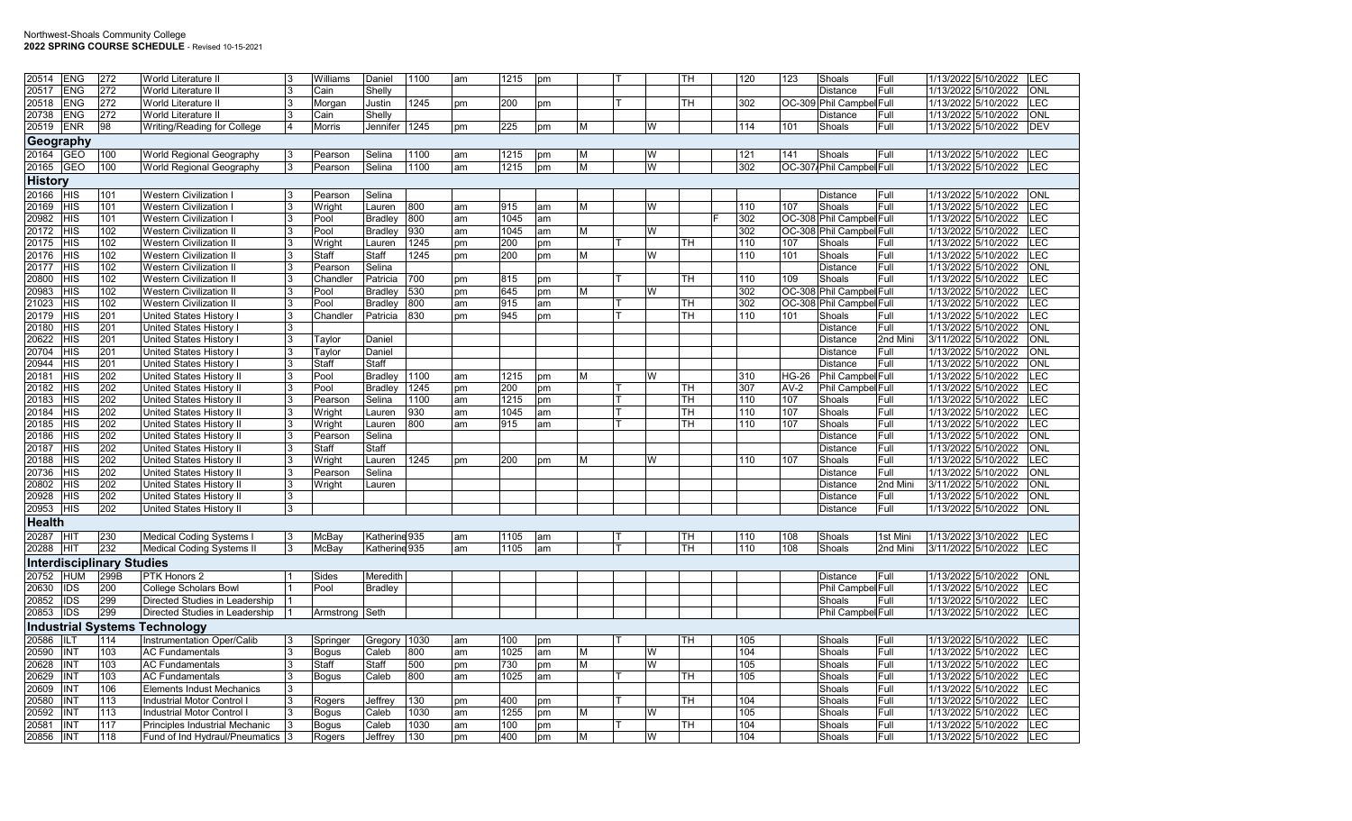Northwest-Shoals Community College
**2022 SPRING COURSE SCHEDULE** - Revised 10-15-2021

| CRN | Subj | Crs | Title | Cr | Last | First | Begin | | End | | M | T | W | TH | F | Bldg | Room | Campus | Term | Start | End | Type |
|---|---|---|---|---|---|---|---|---|---|---|---|---|---|---|---|---|---|---|---|---|---|---|
| 20514 | ENG | 272 | World Literature II | 3 | Williams | Daniel | 1100 | am | 1215 | pm | | T | | TH | | 120 | 123 | Shoals | Full | 1/13/2022 | 5/10/2022 | LEC |
| 20517 | ENG | 272 | World Literature II | 3 | Cain | Shelly | | | | | | | | | | | | Distance | Full | 1/13/2022 | 5/10/2022 | ONL |
| 20518 | ENG | 272 | World Literature II | 3 | Morgan | Justin | 1245 | pm | 200 | pm | | T | | TH | | 302 | OC-309 | Phil Campbell | Full | 1/13/2022 | 5/10/2022 | LEC |
| 20738 | ENG | 272 | World Literature II | 3 | Cain | Shelly | | | | | | | | | | | | Distance | Full | 1/13/2022 | 5/10/2022 | ONL |
| 20519 | ENR | 98 | Writing/Reading for College | 4 | Morris | Jennifer | 1245 | pm | 225 | pm | M | | W | | | 114 | 101 | Shoals | Full | 1/13/2022 | 5/10/2022 | DEV |
| **Geography** | | | | | | | | | | | | | | | | | | | | | | |
| 20164 | GEO | 100 | World Regional Geography | 3 | Pearson | Selina | 1100 | am | 1215 | pm | M | | W | | | 121 | 141 | Shoals | Full | 1/13/2022 | 5/10/2022 | LEC |
| 20165 | GEO | 100 | World Regional Geography | 3 | Pearson | Selina | 1100 | am | 1215 | pm | M | | W | | | 302 | OC-307A | Phil Campbell | Full | 1/13/2022 | 5/10/2022 | LEC |
| **History** | | | | | | | | | | | | | | | | | | | | | | |
| 20166 | HIS | 101 | Western Civilization I | 3 | Pearson | Selina | | | | | | | | | | | | Distance | Full | 1/13/2022 | 5/10/2022 | ONL |
| 20169 | HIS | 101 | Western Civilization I | 3 | Wright | Lauren | 800 | am | 915 | am | M | | W | | | 110 | 107 | Shoals | Full | 1/13/2022 | 5/10/2022 | LEC |
| 20982 | HIS | 101 | Western Civilization I | 3 | Pool | Bradley | 800 | am | 1045 | am | | | | | F | 302 | OC-308 | Phil Campbell | Full | 1/13/2022 | 5/10/2022 | LEC |
| 20172 | HIS | 102 | Western Civilization II | 3 | Pool | Bradley | 930 | am | 1045 | am | M | | W | | | 302 | OC-308 | Phil Campbell | Full | 1/13/2022 | 5/10/2022 | LEC |
| 20175 | HIS | 102 | Western Civilization II | 3 | Wright | Lauren | 1245 | pm | 200 | pm | | T | | TH | | 110 | 107 | Shoals | Full | 1/13/2022 | 5/10/2022 | LEC |
| 20176 | HIS | 102 | Western Civilization II | 3 | Staff | Staff | 1245 | pm | 200 | pm | M | | W | | | 110 | 101 | Shoals | Full | 1/13/2022 | 5/10/2022 | LEC |
| 20177 | HIS | 102 | Western Civilization II | 3 | Pearson | Selina | | | | | | | | | | | | Distance | Full | 1/13/2022 | 5/10/2022 | ONL |
| 20800 | HIS | 102 | Western Civilization II | 3 | Chandler | Patricia | 700 | pm | 815 | pm | | T | | TH | | 110 | 109 | Shoals | Full | 1/13/2022 | 5/10/2022 | LEC |
| 20983 | HIS | 102 | Western Civilization II | 3 | Pool | Bradley | 530 | pm | 645 | pm | M | | W | | | 302 | OC-308 | Phil Campbell | Full | 1/13/2022 | 5/10/2022 | LEC |
| 21023 | HIS | 102 | Western Civilization II | 3 | Pool | Bradley | 800 | am | 915 | am | | T | | TH | | 302 | OC-308 | Phil Campbell | Full | 1/13/2022 | 5/10/2022 | LEC |
| 20179 | HIS | 201 | United States History I | 3 | Chandler | Patricia | 830 | pm | 945 | pm | | T | | TH | | 110 | 101 | Shoals | Full | 1/13/2022 | 5/10/2022 | LEC |
| 20180 | HIS | 201 | United States History I | 3 | | | | | | | | | | | | | | Distance | Full | 1/13/2022 | 5/10/2022 | ONL |
| 20622 | HIS | 201 | United States History I | 3 | Taylor | Daniel | | | | | | | | | | | | Distance | 2nd Mini | 3/11/2022 | 5/10/2022 | ONL |
| 20704 | HIS | 201 | United States History I | 3 | Taylor | Daniel | | | | | | | | | | | | Distance | Full | 1/13/2022 | 5/10/2022 | ONL |
| 20944 | HIS | 201 | United States History I | 3 | Staff | Staff | | | | | | | | | | | | Distance | Full | 1/13/2022 | 5/10/2022 | ONL |
| 20181 | HIS | 202 | United States History II | 3 | Pool | Bradley | 1100 | am | 1215 | pm | M | | W | | | 310 | HG-26 | Phil Campbell | Full | 1/13/2022 | 5/10/2022 | LEC |
| 20182 | HIS | 202 | United States History II | 3 | Pool | Bradley | 1245 | pm | 200 | pm | | T | | TH | | 307 | AV-2 | Phil Campbell | Full | 1/13/2022 | 5/10/2022 | LEC |
| 20183 | HIS | 202 | United States History II | 3 | Pearson | Selina | 1100 | am | 1215 | pm | | T | | TH | | 110 | 107 | Shoals | Full | 1/13/2022 | 5/10/2022 | LEC |
| 20184 | HIS | 202 | United States History II | 3 | Wright | Lauren | 930 | am | 1045 | am | | T | | TH | | 110 | 107 | Shoals | Full | 1/13/2022 | 5/10/2022 | LEC |
| 20185 | HIS | 202 | United States History II | 3 | Wright | Lauren | 800 | am | 915 | am | | T | | TH | | 110 | 107 | Shoals | Full | 1/13/2022 | 5/10/2022 | LEC |
| 20186 | HIS | 202 | United States History II | 3 | Pearson | Selina | | | | | | | | | | | | Distance | Full | 1/13/2022 | 5/10/2022 | ONL |
| 20187 | HIS | 202 | United States History II | 3 | Staff | Staff | | | | | | | | | | | | Distance | Full | 1/13/2022 | 5/10/2022 | ONL |
| 20188 | HIS | 202 | United States History II | 3 | Wright | Lauren | 1245 | pm | 200 | pm | M | | W | | | 110 | 107 | Shoals | Full | 1/13/2022 | 5/10/2022 | LEC |
| 20736 | HIS | 202 | United States History II | 3 | Pearson | Selina | | | | | | | | | | | | Distance | Full | 1/13/2022 | 5/10/2022 | ONL |
| 20802 | HIS | 202 | United States History II | 3 | Wright | Lauren | | | | | | | | | | | | Distance | 2nd Mini | 3/11/2022 | 5/10/2022 | ONL |
| 20928 | HIS | 202 | United States History II | 3 | | | | | | | | | | | | | | Distance | Full | 1/13/2022 | 5/10/2022 | ONL |
| 20953 | HIS | 202 | United States History II | 3 | | | | | | | | | | | | | | Distance | Full | 1/13/2022 | 5/10/2022 | ONL |
| **Health** | | | | | | | | | | | | | | | | | | | | | | |
| 20287 | HIT | 230 | Medical Coding Systems I | 3 | McBay | Katherine | 935 | am | 1105 | am | | T | | TH | | 110 | 108 | Shoals | 1st Mini | 1/13/2022 | 3/10/2022 | LEC |
| 20288 | HIT | 232 | Medical Coding Systems II | 3 | McBay | Katherine | 935 | am | 1105 | am | | T | | TH | | 110 | 108 | Shoals | 2nd Mini | 3/11/2022 | 5/10/2022 | LEC |
| **Interdisciplinary Studies** | | | | | | | | | | | | | | | | | | | | | | |
| 20752 | HUM | 299B | PTK Honors 2 | 1 | Sides | Meredith | | | | | | | | | | | | Distance | Full | 1/13/2022 | 5/10/2022 | ONL |
| 20630 | IDS | 200 | College Scholars Bowl | 1 | Pool | Bradley | | | | | | | | | | | | Phil Campbell | Full | 1/13/2022 | 5/10/2022 | LEC |
| 20852 | IDS | 299 | Directed Studies in Leadership | 1 | | | | | | | | | | | | | | Shoals | Full | 1/13/2022 | 5/10/2022 | LEC |
| 20853 | IDS | 299 | Directed Studies in Leadership | 1 | Armstrong | Seth | | | | | | | | | | | | Phil Campbell | Full | 1/13/2022 | 5/10/2022 | LEC |
| **Industrial Systems Technology** | | | | | | | | | | | | | | | | | | | | | | |
| 20586 | ILT | 114 | Instrumentation Oper/Calib | 3 | Springer | Gregory | 1030 | am | 100 | pm | | T | | TH | | 105 | | Shoals | Full | 1/13/2022 | 5/10/2022 | LEC |
| 20590 | INT | 103 | AC Fundamentals | 3 | Bogus | Caleb | 800 | am | 1025 | am | M | | W | | | 104 | | Shoals | Full | 1/13/2022 | 5/10/2022 | LEC |
| 20628 | INT | 103 | AC Fundamentals | 3 | Staff | Staff | 500 | pm | 730 | pm | M | | W | | | 105 | | Shoals | Full | 1/13/2022 | 5/10/2022 | LEC |
| 20629 | INT | 103 | AC Fundamentals | 3 | Bogus | Caleb | 800 | am | 1025 | am | | T | | TH | | 105 | | Shoals | Full | 1/13/2022 | 5/10/2022 | LEC |
| 20609 | INT | 106 | Elements Indust Mechanics | 3 | | | | | | | | | | | | | | Shoals | Full | 1/13/2022 | 5/10/2022 | LEC |
| 20580 | INT | 113 | Industrial Motor Control I | 3 | Rogers | Jeffrey | 130 | pm | 400 | pm | | T | | TH | | 104 | | Shoals | Full | 1/13/2022 | 5/10/2022 | LEC |
| 20592 | INT | 113 | Industrial Motor Control I | 3 | Bogus | Caleb | 1030 | am | 1255 | pm | M | | W | | | 105 | | Shoals | Full | 1/13/2022 | 5/10/2022 | LEC |
| 20581 | INT | 117 | Principles Industrial Mechanic | 3 | Bogus | Caleb | 1030 | am | 100 | pm | | T | | TH | | 104 | | Shoals | Full | 1/13/2022 | 5/10/2022 | LEC |
| 20856 | INT | 118 | Fund of Ind Hydraul/Pneumatics | 3 | Rogers | Jeffrey | 130 | pm | 400 | pm | M | | W | | | 104 | | Shoals | Full | 1/13/2022 | 5/10/2022 | LEC |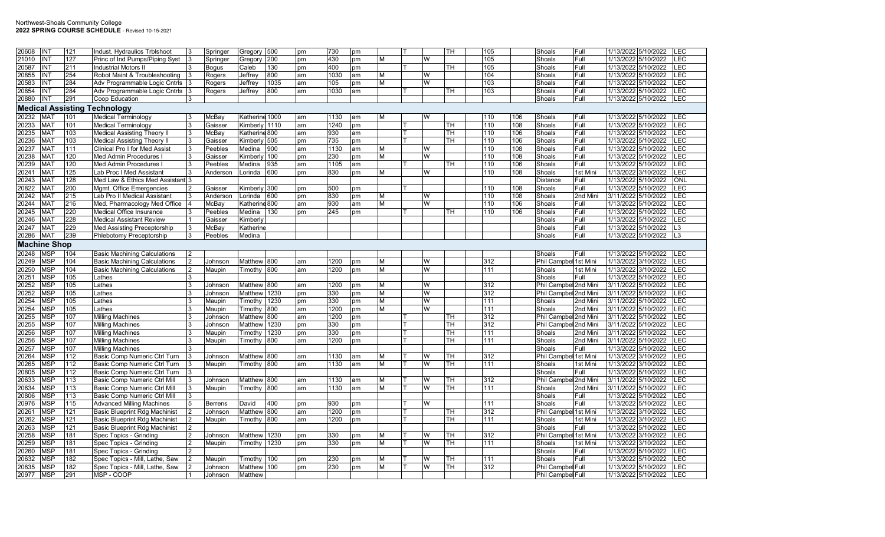Northwest-Shoals Community College
**2022 SPRING COURSE SCHEDULE** - Revised 10-15-2021

| CRN | Subj | Crse | Title | Cr | Instructor Last | Instructor First | Begin | | End | | M | T | W | TH | F | Bldg | Room | Campus | Term | Start | End | Type |
|---|---|---|---|---|---|---|---|---|---|---|---|---|---|---|---|---|---|---|---|---|---|---|
| 20608 | INT | 121 | Indust. Hydraulics Trblshoot | 3 | Springer | Gregory | 500 | pm | 730 | pm | | T | | TH | | 105 | | Shoals | Full | 1/13/2022 | 5/10/2022 | LEC |
| 21010 | INT | 127 | Princ of Ind Pumps/Piping Syst | 3 | Springer | Gregory | 200 | pm | 430 | pm | M | | W | | | 105 | | Shoals | Full | 1/13/2022 | 5/10/2022 | LEC |
| 20587 | INT | 211 | Industrial Motors II | 3 | Bogus | Caleb | 130 | pm | 400 | pm | | T | | TH | | 105 | | Shoals | Full | 1/13/2022 | 5/10/2022 | LEC |
| 20855 | INT | 254 | Robot Maint & Troubleshooting | 3 | Rogers | Jeffrey | 800 | am | 1030 | am | M | | W | | | 104 | | Shoals | Full | 1/13/2022 | 5/10/2022 | LEC |
| 20583 | INT | 284 | Adv Programmable Logic Cntrls | 3 | Rogers | Jeffrey | 1035 | am | 105 | pm | M | | W | | | 103 | | Shoals | Full | 1/13/2022 | 5/10/2022 | LEC |
| 20854 | INT | 284 | Adv Programmable Logic Cntrls | 3 | Rogers | Jeffrey | 800 | am | 1030 | am | | T | | TH | | 103 | | Shoals | Full | 1/13/2022 | 5/10/2022 | LEC |
| 20880 | INT | 291 | Coop Education | 3 | | | | | | | | | | | | | | Shoals | Full | 1/13/2022 | 5/10/2022 | LEC |
| **Medical Assisting Technology** | | | | | | | | | | | | | | | | | | | | | | |
| 20232 | MAT | 101 | Medical Terminology | 3 | McBay | Katherine | 1000 | am | 1130 | am | M | | W | | | 110 | 106 | Shoals | Full | 1/13/2022 | 5/10/2022 | LEC |
| 20233 | MAT | 101 | Medical Terminology | 3 | Gaisser | Kimberly | 1110 | am | 1240 | pm | | T | | TH | | 110 | 108 | Shoals | Full | 1/13/2022 | 5/10/2022 | LEC |
| 20235 | MAT | 103 | Medical Assisting Theory II | 3 | McBay | Katherine | 800 | am | 930 | am | | T | | TH | | 110 | 106 | Shoals | Full | 1/13/2022 | 5/10/2022 | LEC |
| 20236 | MAT | 103 | Medical Assisting Theory II | 3 | Gaisser | Kimberly | 505 | pm | 735 | pm | | T | | TH | | 110 | 106 | Shoals | Full | 1/13/2022 | 5/10/2022 | LEC |
| 20237 | MAT | 111 | Clinical Pro I for Med Assist | 3 | Peebles | Medina | 900 | am | 1130 | am | M | | W | | | 110 | 108 | Shoals | Full | 1/13/2022 | 5/10/2022 | LEC |
| 20238 | MAT | 120 | Med Admin Procedures I | 3 | Gaisser | Kimberly | 100 | pm | 230 | pm | M | | W | | | 110 | 108 | Shoals | Full | 1/13/2022 | 5/10/2022 | LEC |
| 20239 | MAT | 120 | Med Admin Procedures I | 3 | Peebles | Medina | 935 | am | 1105 | am | | T | | TH | | 110 | 106 | Shoals | Full | 1/13/2022 | 5/10/2022 | LEC |
| 20241 | MAT | 125 | Lab Proc I Med Assistant | 3 | Anderson | Lorinda | 600 | pm | 830 | pm | M | | W | | | 110 | 108 | Shoals | 1st Mini | 1/13/2022 | 3/10/2022 | LEC |
| 20243 | MAT | 128 | Med Law & Ethics Med Assistant | 3 | | | | | | | | | | | | | | Distance | Full | 1/13/2022 | 5/10/2022 | ONL |
| 20822 | MAT | 200 | Mgmt. Office Emergencies | 2 | Gaisser | Kimberly | 300 | pm | 500 | pm | | T | | | | 110 | 108 | Shoals | Full | 1/13/2022 | 5/10/2022 | LEC |
| 20242 | MAT | 215 | Lab Pro II Medical Assistant | 3 | Anderson | Lorinda | 600 | pm | 830 | pm | M | | W | | | 110 | 108 | Shoals | 2nd Mini | 3/11/2022 | 5/10/2022 | LEC |
| 20244 | MAT | 216 | Med. Pharmacology Med Office | 4 | McBay | Katherine | 800 | am | 930 | am | M | | W | | | 110 | 106 | Shoals | Full | 1/13/2022 | 5/10/2022 | LEC |
| 20245 | MAT | 220 | Medical Office Insurance | 3 | Peebles | Medina | 130 | pm | 245 | pm | | T | | TH | | 110 | 106 | Shoals | Full | 1/13/2022 | 5/10/2022 | LEC |
| 20246 | MAT | 228 | Medical Assistant Review | 1 | Gaisser | Kimberly | | | | | | | | | | | | Shoals | Full | 1/13/2022 | 5/10/2022 | LEC |
| 20247 | MAT | 229 | Med Assisting Preceptorship | 3 | McBay | Katherine | | | | | | | | | | | | Shoals | Full | 1/13/2022 | 5/10/2022 | L3 |
| 20286 | MAT | 239 | Phlebotomy Preceptorship | 3 | Peebles | Medina | | | | | | | | | | | | Shoals | Full | 1/13/2022 | 5/10/2022 | L3 |
| **Machine Shop** | | | | | | | | | | | | | | | | | | | | | | |
| 20248 | MSP | 104 | Basic Machining Calculations | 2 | | | | | | | | | | | | | | Shoals | Full | 1/13/2022 | 5/10/2022 | LEC |
| 20249 | MSP | 104 | Basic Machining Calculations | 2 | Johnson | Matthew | 800 | am | 1200 | pm | M | | W | | | 312 | | Phil Campbell | 1st Mini | 1/13/2022 | 3/10/2022 | LEC |
| 20250 | MSP | 104 | Basic Machining Calculations | 2 | Maupin | Timothy | 800 | am | 1200 | pm | M | | W | | | 111 | | Shoals | 1st Mini | 1/13/2022 | 3/10/2022 | LEC |
| 20251 | MSP | 105 | Lathes | 3 | | | | | | | | | | | | | | Shoals | Full | 1/13/2022 | 5/10/2022 | LEC |
| 20252 | MSP | 105 | Lathes | 3 | Johnson | Matthew | 800 | am | 1200 | pm | M | | W | | | 312 | | Phil Campbell | 2nd Mini | 3/11/2022 | 5/10/2022 | LEC |
| 20252 | MSP | 105 | Lathes | 3 | Johnson | Matthew | 1230 | pm | 330 | pm | M | | W | | | 312 | | Phil Campbell | 2nd Mini | 3/11/2022 | 5/10/2022 | LEC |
| 20254 | MSP | 105 | Lathes | 3 | Maupin | Timothy | 1230 | pm | 330 | pm | M | | W | | | 111 | | Shoals | 2nd Mini | 3/11/2022 | 5/10/2022 | LEC |
| 20254 | MSP | 105 | Lathes | 3 | Maupin | Timothy | 800 | am | 1200 | pm | M | | W | | | 111 | | Shoals | 2nd Mini | 3/11/2022 | 5/10/2022 | LEC |
| 20255 | MSP | 107 | Milling Machines | 3 | Johnson | Matthew | 800 | am | 1200 | pm | | T | | TH | | 312 | | Phil Campbell | 2nd Mini | 3/11/2022 | 5/10/2022 | LEC |
| 20255 | MSP | 107 | Milling Machines | 3 | Johnson | Matthew | 1230 | pm | 330 | pm | | T | | TH | | 312 | | Phil Campbell | 2nd Mini | 3/11/2022 | 5/10/2022 | LEC |
| 20256 | MSP | 107 | Milling Machines | 3 | Maupin | Timothy | 1230 | pm | 330 | pm | | T | | TH | | 111 | | Shoals | 2nd Mini | 3/11/2022 | 5/10/2022 | LEC |
| 20256 | MSP | 107 | Milling Machines | 3 | Maupin | Timothy | 800 | am | 1200 | pm | | T | | TH | | 111 | | Shoals | 2nd Mini | 3/11/2022 | 5/10/2022 | LEC |
| 20257 | MSP | 107 | Milling Machines | 3 | | | | | | | | | | | | | | Shoals | Full | 1/13/2022 | 5/10/2022 | LEC |
| 20264 | MSP | 112 | Basic Comp Numeric Ctrl Turn | 3 | Johnson | Matthew | 800 | am | 1130 | am | M | T | W | TH | | 312 | | Phil Campbell | 1st Mini | 1/13/2022 | 3/10/2022 | LEC |
| 20265 | MSP | 112 | Basic Comp Numeric Ctrl Turn | 3 | Maupin | Timothy | 800 | am | 1130 | am | M | T | W | TH | | 111 | | Shoals | 1st Mini | 1/13/2022 | 3/10/2022 | LEC |
| 20805 | MSP | 112 | Basic Comp Numeric Ctrl Turn | 3 | | | | | | | | | | | | | | Shoals | Full | 1/13/2022 | 5/10/2022 | LEC |
| 20633 | MSP | 113 | Basic Comp Numeric Ctrl Mill | 3 | Johnson | Matthew | 800 | am | 1130 | am | M | T | W | TH | | 312 | | Phil Campbell | 2nd Mini | 3/11/2022 | 5/10/2022 | LEC |
| 20634 | MSP | 113 | Basic Comp Numeric Ctrl Mill | 3 | Maupin | Timothy | 800 | am | 1130 | am | M | T | W | TH | | 111 | | Shoals | 2nd Mini | 3/11/2022 | 5/10/2022 | LEC |
| 20806 | MSP | 113 | Basic Comp Numeric Ctrl Mill | 3 | | | | | | | | | | | | | | Shoals | Full | 1/13/2022 | 5/10/2022 | LEC |
| 20976 | MSP | 115 | Advanced Milling Machines | 5 | Berrens | David | 400 | pm | 930 | pm | | T | W | | | 111 | | Shoals | Full | 1/13/2022 | 5/10/2022 | LEC |
| 20261 | MSP | 121 | Basic Blueprint Rdg Machinist | 2 | Johnson | Matthew | 800 | am | 1200 | pm | | T | | TH | | 312 | | Phil Campbell | 1st Mini | 1/13/2022 | 3/10/2022 | LEC |
| 20262 | MSP | 121 | Basic Blueprint Rdg Machinist | 2 | Maupin | Timothy | 800 | am | 1200 | pm | | T | | TH | | 111 | | Shoals | 1st Mini | 1/13/2022 | 3/10/2022 | LEC |
| 20263 | MSP | 121 | Basic Blueprint Rdg Machinist | 2 | | | | | | | | | | | | | | Shoals | Full | 1/13/2022 | 5/10/2022 | LEC |
| 20258 | MSP | 181 | Spec Topics - Grinding | 2 | Johnson | Matthew | 1230 | pm | 330 | pm | M | T | W | TH | | 312 | | Phil Campbell | 1st Mini | 1/13/2022 | 3/10/2022 | LEC |
| 20259 | MSP | 181 | Spec Topics - Grinding | 2 | Maupin | Timothy | 1230 | pm | 330 | pm | M | T | W | TH | | 111 | | Shoals | 1st Mini | 1/13/2022 | 3/10/2022 | LEC |
| 20260 | MSP | 181 | Spec Topics - Grinding | 2 | | | | | | | | | | | | | | Shoals | Full | 1/13/2022 | 5/10/2022 | LEC |
| 20632 | MSP | 182 | Spec Topics - Mill, Lathe, Saw | 2 | Maupin | Timothy | 100 | pm | 230 | pm | M | T | W | TH | | 111 | | Shoals | Full | 1/13/2022 | 5/10/2022 | LEC |
| 20635 | MSP | 182 | Spec Topics - Mill, Lathe, Saw | 2 | Johnson | Matthew | 100 | pm | 230 | pm | M | T | W | TH | | 312 | | Phil Campbell | Full | 1/13/2022 | 5/10/2022 | LEC |
| 20977 | MSP | 291 | MSP - COOP | 1 | Johnson | Matthew | | | | | | | | | | | | Phil Campbell | Full | 1/13/2022 | 5/10/2022 | LEC |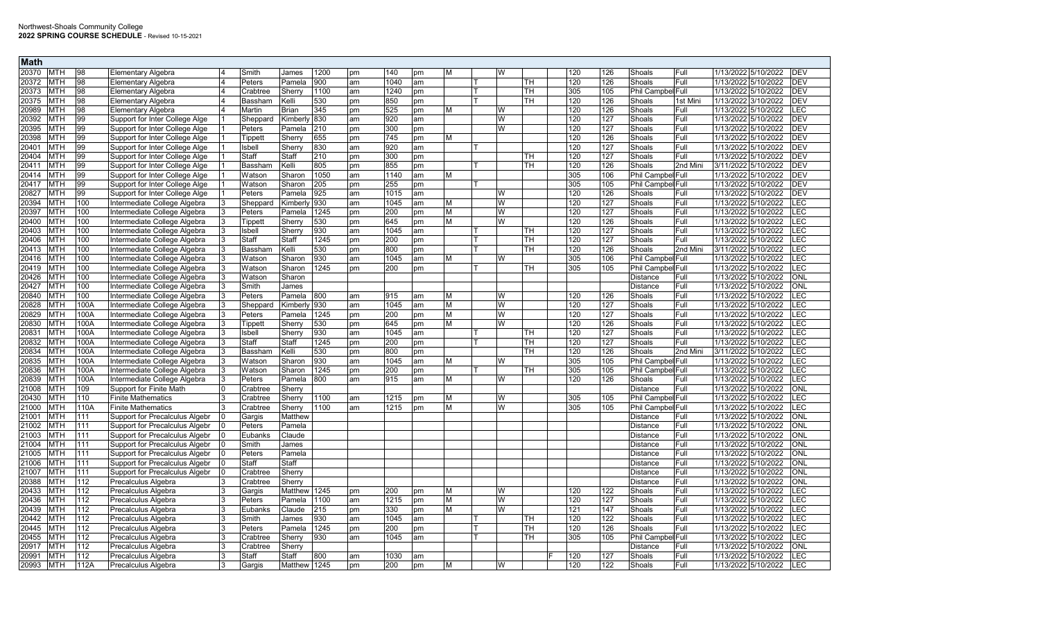## Math

| CRN | Subj | Num | Title | Cr | Last | First | Start | | End | | M | T | W | TH | F | Bldg | Room | Campus | Term | Start Date | End Date | Type |
|---|---|---|---|---|---|---|---|---|---|---|---|---|---|---|---|---|---|---|---|---|---|---|
| 20370 | MTH | 98 | Elementary Algebra | 4 | Smith | James | 1200 | pm | 140 | pm | M | | W | | | 120 | 126 | Shoals | Full | 1/13/2022 | 5/10/2022 | DEV |
| 20372 | MTH | 98 | Elementary Algebra | 4 | Peters | Pamela | 900 | am | 1040 | am | | T | | TH | | 120 | 126 | Shoals | Full | 1/13/2022 | 5/10/2022 | DEV |
| 20373 | MTH | 98 | Elementary Algebra | 4 | Crabtree | Sherry | 1100 | am | 1240 | pm | | T | | TH | | 305 | 105 | Phil Campbell | Full | 1/13/2022 | 5/10/2022 | DEV |
| 20375 | MTH | 98 | Elementary Algebra | 4 | Bassham | Kelli | 530 | pm | 850 | pm | | T | | TH | | 120 | 126 | Shoals | 1st Mini | 1/13/2022 | 3/10/2022 | DEV |
| 20989 | MTH | 98 | Elementary Algebra | 4 | Martin | Brian | 345 | pm | 525 | pm | M | | W | | | 120 | 126 | Shoals | Full | 1/13/2022 | 5/10/2022 | LEC |
| 20392 | MTH | 99 | Support for Inter College Alge | 1 | Sheppard | Kimberly | 830 | am | 920 | am | | | W | | | 120 | 127 | Shoals | Full | 1/13/2022 | 5/10/2022 | DEV |
| 20395 | MTH | 99 | Support for Inter College Alge | 1 | Peters | Pamela | 210 | pm | 300 | pm | | | W | | | 120 | 127 | Shoals | Full | 1/13/2022 | 5/10/2022 | DEV |
| 20398 | MTH | 99 | Support for Inter College Alge | 1 | Tippett | Sherry | 655 | pm | 745 | pm | M | | | | | 120 | 126 | Shoals | Full | 1/13/2022 | 5/10/2022 | DEV |
| 20401 | MTH | 99 | Support for Inter College Alge | 1 | Isbell | Sherry | 830 | am | 920 | am | | T | | | | 120 | 127 | Shoals | Full | 1/13/2022 | 5/10/2022 | DEV |
| 20404 | MTH | 99 | Support for Inter College Alge | 1 | Staff | Staff | 210 | pm | 300 | pm | | | | TH | | 120 | 127 | Shoals | Full | 1/13/2022 | 5/10/2022 | DEV |
| 20411 | MTH | 99 | Support for Inter College Alge | 1 | Bassham | Kelli | 805 | pm | 855 | pm | | T | | TH | | 120 | 126 | Shoals | 2nd Mini | 3/11/2022 | 5/10/2022 | DEV |
| 20414 | MTH | 99 | Support for Inter College Alge | 1 | Watson | Sharon | 1050 | am | 1140 | am | M | | | | | 305 | 106 | Phil Campbell | Full | 1/13/2022 | 5/10/2022 | DEV |
| 20417 | MTH | 99 | Support for Inter College Alge | 1 | Watson | Sharon | 205 | pm | 255 | pm | | T | | | | 305 | 105 | Phil Campbell | Full | 1/13/2022 | 5/10/2022 | DEV |
| 20827 | MTH | 99 | Support for Inter College Alge | 1 | Peters | Pamela | 925 | am | 1015 | am | | | W | | | 120 | 126 | Shoals | Full | 1/13/2022 | 5/10/2022 | DEV |
| 20394 | MTH | 100 | Intermediate College Algebra | 3 | Sheppard | Kimberly | 930 | am | 1045 | am | M | | W | | | 120 | 127 | Shoals | Full | 1/13/2022 | 5/10/2022 | LEC |
| 20397 | MTH | 100 | Intermediate College Algebra | 3 | Peters | Pamela | 1245 | pm | 200 | pm | M | | W | | | 120 | 127 | Shoals | Full | 1/13/2022 | 5/10/2022 | LEC |
| 20400 | MTH | 100 | Intermediate College Algebra | 3 | Tippett | Sherry | 530 | pm | 645 | pm | M | | W | | | 120 | 126 | Shoals | Full | 1/13/2022 | 5/10/2022 | LEC |
| 20403 | MTH | 100 | Intermediate College Algebra | 3 | Isbell | Sherry | 930 | am | 1045 | am | | T | | TH | | 120 | 127 | Shoals | Full | 1/13/2022 | 5/10/2022 | LEC |
| 20406 | MTH | 100 | Intermediate College Algebra | 3 | Staff | Staff | 1245 | pm | 200 | pm | | T | | TH | | 120 | 127 | Shoals | Full | 1/13/2022 | 5/10/2022 | LEC |
| 20413 | MTH | 100 | Intermediate College Algebra | 3 | Bassham | Kelli | 530 | pm | 800 | pm | | T | | TH | | 120 | 126 | Shoals | 2nd Mini | 3/11/2022 | 5/10/2022 | LEC |
| 20416 | MTH | 100 | Intermediate College Algebra | 3 | Watson | Sharon | 930 | am | 1045 | am | M | | W | | | 305 | 106 | Phil Campbell | Full | 1/13/2022 | 5/10/2022 | LEC |
| 20419 | MTH | 100 | Intermediate College Algebra | 3 | Watson | Sharon | 1245 | pm | 200 | pm | | T | | TH | | 305 | 105 | Phil Campbell | Full | 1/13/2022 | 5/10/2022 | LEC |
| 20426 | MTH | 100 | Intermediate College Algebra | 3 | Watson | Sharon | | | | | | | | | | | | Distance | Full | 1/13/2022 | 5/10/2022 | ONL |
| 20427 | MTH | 100 | Intermediate College Algebra | 3 | Smith | James | | | | | | | | | | | | Distance | Full | 1/13/2022 | 5/10/2022 | ONL |
| 20840 | MTH | 100 | Intermediate College Algebra | 3 | Peters | Pamela | 800 | am | 915 | am | M | | W | | | 120 | 126 | Shoals | Full | 1/13/2022 | 5/10/2022 | LEC |
| 20828 | MTH | 100A | Intermediate College Algebra | 3 | Sheppard | Kimberly | 930 | am | 1045 | am | M | | W | | | 120 | 127 | Shoals | Full | 1/13/2022 | 5/10/2022 | LEC |
| 20829 | MTH | 100A | Intermediate College Algebra | 3 | Peters | Pamela | 1245 | pm | 200 | pm | M | | W | | | 120 | 127 | Shoals | Full | 1/13/2022 | 5/10/2022 | LEC |
| 20830 | MTH | 100A | Intermediate College Algebra | 3 | Tippett | Sherry | 530 | pm | 645 | pm | M | | W | | | 120 | 126 | Shoals | Full | 1/13/2022 | 5/10/2022 | LEC |
| 20831 | MTH | 100A | Intermediate College Algebra | 3 | Isbell | Sherry | 930 | am | 1045 | am | | T | | TH | | 120 | 127 | Shoals | Full | 1/13/2022 | 5/10/2022 | LEC |
| 20832 | MTH | 100A | Intermediate College Algebra | 3 | Staff | Staff | 1245 | pm | 200 | pm | | T | | TH | | 120 | 127 | Shoals | Full | 1/13/2022 | 5/10/2022 | LEC |
| 20834 | MTH | 100A | Intermediate College Algebra | 3 | Bassham | Kelli | 530 | pm | 800 | pm | | | | TH | | 120 | 126 | Shoals | 2nd Mini | 3/11/2022 | 5/10/2022 | LEC |
| 20835 | MTH | 100A | Intermediate College Algebra | 3 | Watson | Sharon | 930 | am | 1045 | am | M | | W | | | 305 | 105 | Phil Campbell | Full | 1/13/2022 | 5/10/2022 | LEC |
| 20836 | MTH | 100A | Intermediate College Algebra | 3 | Watson | Sharon | 1245 | pm | 200 | pm | | T | | TH | | 305 | 105 | Phil Campbell | Full | 1/13/2022 | 5/10/2022 | LEC |
| 20839 | MTH | 100A | Intermediate College Algebra | 3 | Peters | Pamela | 800 | am | 915 | am | M | | W | | | 120 | 126 | Shoals | Full | 1/13/2022 | 5/10/2022 | LEC |
| 21008 | MTH | 109 | Support for Finite Math | 0 | Crabtree | Sherry | | | | | | | | | | | | Distance | Full | 1/13/2022 | 5/10/2022 | ONL |
| 20430 | MTH | 110 | Finite Mathematics | 3 | Crabtree | Sherry | 1100 | am | 1215 | pm | M | | W | | | 305 | 105 | Phil Campbell | Full | 1/13/2022 | 5/10/2022 | LEC |
| 21000 | MTH | 110A | Finite Mathematics | 3 | Crabtree | Sherry | 1100 | am | 1215 | pm | M | | W | | | 305 | 105 | Phil Campbell | Full | 1/13/2022 | 5/10/2022 | LEC |
| 21001 | MTH | 111 | Support for Precalculus Algebr | 0 | Gargis | Matthew | | | | | | | | | | | | Distance | Full | 1/13/2022 | 5/10/2022 | ONL |
| 21002 | MTH | 111 | Support for Precalculus Algebr | 0 | Peters | Pamela | | | | | | | | | | | | Distance | Full | 1/13/2022 | 5/10/2022 | ONL |
| 21003 | MTH | 111 | Support for Precalculus Algebr | 0 | Eubanks | Claude | | | | | | | | | | | | Distance | Full | 1/13/2022 | 5/10/2022 | ONL |
| 21004 | MTH | 111 | Support for Precalculus Algebr | 0 | Smith | James | | | | | | | | | | | | Distance | Full | 1/13/2022 | 5/10/2022 | ONL |
| 21005 | MTH | 111 | Support for Precalculus Algebr | 0 | Peters | Pamela | | | | | | | | | | | | Distance | Full | 1/13/2022 | 5/10/2022 | ONL |
| 21006 | MTH | 111 | Support for Precalculus Algebr | 0 | Staff | Staff | | | | | | | | | | | | Distance | Full | 1/13/2022 | 5/10/2022 | ONL |
| 21007 | MTH | 111 | Support for Precalculus Algebr | 0 | Crabtree | Sherry | | | | | | | | | | | | Distance | Full | 1/13/2022 | 5/10/2022 | ONL |
| 20388 | MTH | 112 | Precalculus Algebra | 3 | Crabtree | Sherry | | | | | | | | | | | | Distance | Full | 1/13/2022 | 5/10/2022 | ONL |
| 20433 | MTH | 112 | Precalculus Algebra | 3 | Gargis | Matthew | 1245 | pm | 200 | pm | M | | W | | | 120 | 122 | Shoals | Full | 1/13/2022 | 5/10/2022 | LEC |
| 20436 | MTH | 112 | Precalculus Algebra | 3 | Peters | Pamela | 1100 | am | 1215 | pm | M | | W | | | 120 | 127 | Shoals | Full | 1/13/2022 | 5/10/2022 | LEC |
| 20439 | MTH | 112 | Precalculus Algebra | 3 | Eubanks | Claude | 215 | pm | 330 | pm | M | | W | | | 121 | 147 | Shoals | Full | 1/13/2022 | 5/10/2022 | LEC |
| 20442 | MTH | 112 | Precalculus Algebra | 3 | Smith | James | 930 | am | 1045 | am | | T | | TH | | 120 | 122 | Shoals | Full | 1/13/2022 | 5/10/2022 | LEC |
| 20445 | MTH | 112 | Precalculus Algebra | 3 | Peters | Pamela | 1245 | pm | 200 | pm | | T | | TH | | 120 | 126 | Shoals | Full | 1/13/2022 | 5/10/2022 | LEC |
| 20455 | MTH | 112 | Precalculus Algebra | 3 | Crabtree | Sherry | 930 | am | 1045 | am | | T | | TH | | 305 | 105 | Phil Campbell | Full | 1/13/2022 | 5/10/2022 | LEC |
| 20917 | MTH | 112 | Precalculus Algebra | 3 | Crabtree | Sherry | | | | | | | | | | | | Distance | Full | 1/13/2022 | 5/10/2022 | ONL |
| 20991 | MTH | 112 | Precalculus Algebra | 3 | Staff | Staff | 800 | am | 1030 | am | | | | | F | 120 | 127 | Shoals | Full | 1/13/2022 | 5/10/2022 | LEC |
| 20993 | MTH | 112A | Precalculus Algebra | 3 | Gargis | Matthew | 1245 | pm | 200 | pm | M | | W | | | 120 | 122 | Shoals | Full | 1/13/2022 | 5/10/2022 | LEC |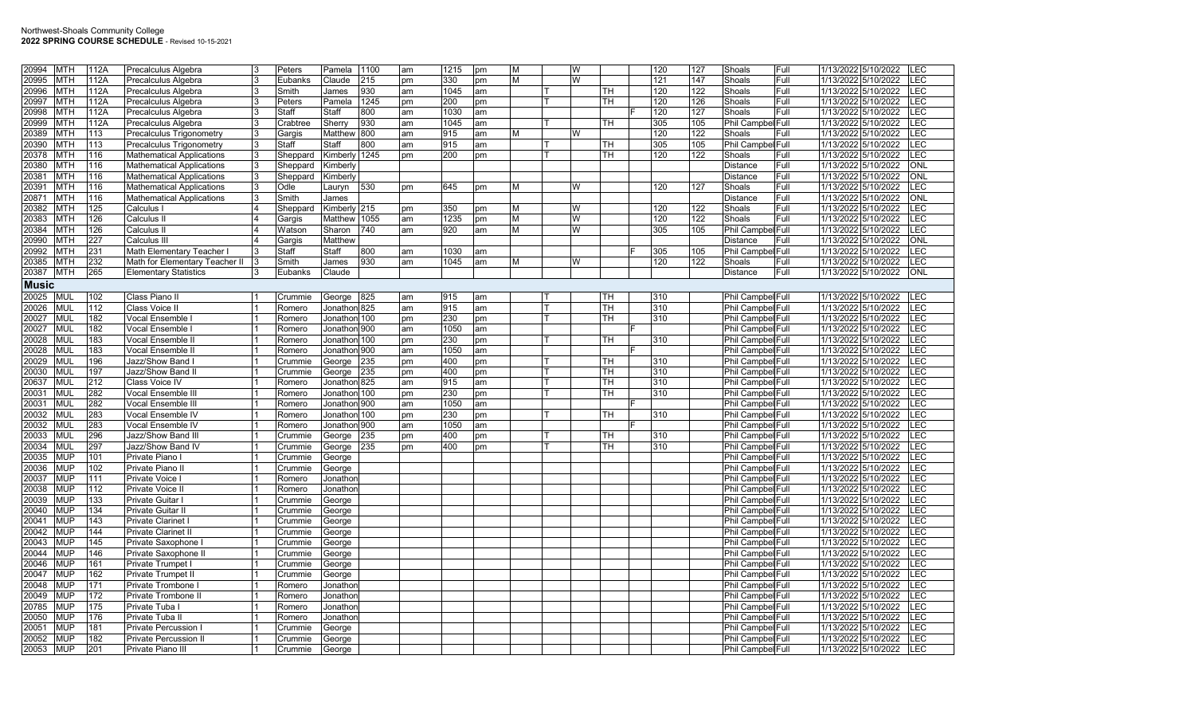| CRN | Subj | Crse | Title | Cr | Instructor | First | Start | | End | | M | T | W | TH | F | Bldg | Room | Campus | Session | Start Date | End Date | Type |
|---|---|---|---|---|---|---|---|---|---|---|---|---|---|---|---|---|---|---|---|---|---|---|
| 20994 | MTH | 112A | Precalculus Algebra | 3 | Peters | Pamela | 1100 | am | 1215 | pm | M | | W | | | 120 | 127 | Shoals | Full | 1/13/2022 | 5/10/2022 | LEC |
| 20995 | MTH | 112A | Precalculus Algebra | 3 | Eubanks | Claude | 215 | pm | 330 | pm | M | | W | | | 121 | 147 | Shoals | Full | 1/13/2022 | 5/10/2022 | LEC |
| 20996 | MTH | 112A | Precalculus Algebra | 3 | Smith | James | 930 | am | 1045 | am | | T | | TH | | 120 | 122 | Shoals | Full | 1/13/2022 | 5/10/2022 | LEC |
| 20997 | MTH | 112A | Precalculus Algebra | 3 | Peters | Pamela | 1245 | pm | 200 | pm | | T | | TH | | 120 | 126 | Shoals | Full | 1/13/2022 | 5/10/2022 | LEC |
| 20998 | MTH | 112A | Precalculus Algebra | 3 | Staff | Staff | 800 | am | 1030 | am | | | | | F | 120 | 127 | Shoals | Full | 1/13/2022 | 5/10/2022 | LEC |
| 20999 | MTH | 112A | Precalculus Algebra | 3 | Crabtree | Sherry | 930 | am | 1045 | am | | T | | TH | | 305 | 105 | Phil Campbell | Full | 1/13/2022 | 5/10/2022 | LEC |
| 20389 | MTH | 113 | Precalculus Trigonometry | 3 | Gargis | Matthew | 800 | am | 915 | am | M | | W | | | 120 | 122 | Shoals | Full | 1/13/2022 | 5/10/2022 | LEC |
| 20390 | MTH | 113 | Precalculus Trigonometry | 3 | Staff | Staff | 800 | am | 915 | am | | T | | TH | | 305 | 105 | Phil Campbell | Full | 1/13/2022 | 5/10/2022 | LEC |
| 20378 | MTH | 116 | Mathematical Applications | 3 | Sheppard | Kimberly | 1245 | pm | 200 | pm | | T | | TH | | 120 | 122 | Shoals | Full | 1/13/2022 | 5/10/2022 | LEC |
| 20380 | MTH | 116 | Mathematical Applications | 3 | Sheppard | Kimberly | | | | | | | | | | | | Distance | Full | 1/13/2022 | 5/10/2022 | ONL |
| 20381 | MTH | 116 | Mathematical Applications | 3 | Sheppard | Kimberly | | | | | | | | | | | | Distance | Full | 1/13/2022 | 5/10/2022 | ONL |
| 20391 | MTH | 116 | Mathematical Applications | 3 | Odle | Lauryn | 530 | pm | 645 | pm | M | | W | | | 120 | 127 | Shoals | Full | 1/13/2022 | 5/10/2022 | LEC |
| 20871 | MTH | 116 | Mathematical Applications | 3 | Smith | James | | | | | | | | | | | | Distance | Full | 1/13/2022 | 5/10/2022 | ONL |
| 20382 | MTH | 125 | Calculus I | 4 | Sheppard | Kimberly | 215 | pm | 350 | pm | M | | W | | | 120 | 122 | Shoals | Full | 1/13/2022 | 5/10/2022 | LEC |
| 20383 | MTH | 126 | Calculus II | 4 | Gargis | Matthew | 1055 | am | 1235 | pm | M | | W | | | 120 | 122 | Shoals | Full | 1/13/2022 | 5/10/2022 | LEC |
| 20384 | MTH | 126 | Calculus II | 4 | Watson | Sharon | 740 | am | 920 | am | M | | W | | | 305 | 105 | Phil Campbell | Full | 1/13/2022 | 5/10/2022 | LEC |
| 20990 | MTH | 227 | Calculus III | 4 | Gargis | Matthew | | | | | | | | | | | | Distance | Full | 1/13/2022 | 5/10/2022 | ONL |
| 20992 | MTH | 231 | Math Elementary Teacher I | 3 | Staff | Staff | 800 | am | 1030 | am | | | | | F | 305 | 105 | Phil Campbell | Full | 1/13/2022 | 5/10/2022 | LEC |
| 20385 | MTH | 232 | Math for Elementary Teacher II | 3 | Smith | James | 930 | am | 1045 | am | M | | W | | | 120 | 122 | Shoals | Full | 1/13/2022 | 5/10/2022 | LEC |
| 20387 | MTH | 265 | Elementary Statistics | 3 | Eubanks | Claude | | | | | | | | | | | | Distance | Full | 1/13/2022 | 5/10/2022 | ONL |
| **Music** | | | | | | | | | | | | | | | | | | | | | | |
| 20025 | MUL | 102 | Class Piano II | 1 | Crummie | George | 825 | am | 915 | am | | T | | TH | | 310 | | Phil Campbell | Full | 1/13/2022 | 5/10/2022 | LEC |
| 20026 | MUL | 112 | Class Voice II | 1 | Romero | Jonathon | 825 | am | 915 | am | | T | | TH | | 310 | | Phil Campbell | Full | 1/13/2022 | 5/10/2022 | LEC |
| 20027 | MUL | 182 | Vocal Ensemble I | 1 | Romero | Jonathon | 100 | pm | 230 | pm | | T | | TH | | 310 | | Phil Campbell | Full | 1/13/2022 | 5/10/2022 | LEC |
| 20027 | MUL | 182 | Vocal Ensemble I | 1 | Romero | Jonathon | 900 | am | 1050 | am | | | | | F | | | Phil Campbell | Full | 1/13/2022 | 5/10/2022 | LEC |
| 20028 | MUL | 183 | Vocal Ensemble II | 1 | Romero | Jonathon | 100 | pm | 230 | pm | | T | | TH | | 310 | | Phil Campbell | Full | 1/13/2022 | 5/10/2022 | LEC |
| 20028 | MUL | 183 | Vocal Ensemble II | 1 | Romero | Jonathon | 900 | am | 1050 | am | | | | | F | | | Phil Campbell | Full | 1/13/2022 | 5/10/2022 | LEC |
| 20029 | MUL | 196 | Jazz/Show Band I | 1 | Crummie | George | 235 | pm | 400 | pm | | T | | TH | | 310 | | Phil Campbell | Full | 1/13/2022 | 5/10/2022 | LEC |
| 20030 | MUL | 197 | Jazz/Show Band II | 1 | Crummie | George | 235 | pm | 400 | pm | | T | | TH | | 310 | | Phil Campbell | Full | 1/13/2022 | 5/10/2022 | LEC |
| 20637 | MUL | 212 | Class Voice IV | 1 | Romero | Jonathon | 825 | am | 915 | am | | T | | TH | | 310 | | Phil Campbell | Full | 1/13/2022 | 5/10/2022 | LEC |
| 20031 | MUL | 282 | Vocal Ensemble III | 1 | Romero | Jonathon | 100 | pm | 230 | pm | | T | | TH | | 310 | | Phil Campbell | Full | 1/13/2022 | 5/10/2022 | LEC |
| 20031 | MUL | 282 | Vocal Ensemble III | 1 | Romero | Jonathon | 900 | am | 1050 | am | | | | | F | | | Phil Campbell | Full | 1/13/2022 | 5/10/2022 | LEC |
| 20032 | MUL | 283 | Vocal Ensemble IV | 1 | Romero | Jonathon | 100 | pm | 230 | pm | | T | | TH | | 310 | | Phil Campbell | Full | 1/13/2022 | 5/10/2022 | LEC |
| 20032 | MUL | 283 | Vocal Ensemble IV | 1 | Romero | Jonathon | 900 | am | 1050 | am | | | | | F | | | Phil Campbell | Full | 1/13/2022 | 5/10/2022 | LEC |
| 20033 | MUL | 296 | Jazz/Show Band III | 1 | Crummie | George | 235 | pm | 400 | pm | | T | | TH | | 310 | | Phil Campbell | Full | 1/13/2022 | 5/10/2022 | LEC |
| 20034 | MUL | 297 | Jazz/Show Band IV | 1 | Crummie | George | 235 | pm | 400 | pm | | T | | TH | | 310 | | Phil Campbell | Full | 1/13/2022 | 5/10/2022 | LEC |
| 20035 | MUP | 101 | Private Piano I | 1 | Crummie | George | | | | | | | | | | | | Phil Campbell | Full | 1/13/2022 | 5/10/2022 | LEC |
| 20036 | MUP | 102 | Private Piano II | 1 | Crummie | George | | | | | | | | | | | | Phil Campbell | Full | 1/13/2022 | 5/10/2022 | LEC |
| 20037 | MUP | 111 | Private Voice I | 1 | Romero | Jonathon | | | | | | | | | | | | Phil Campbell | Full | 1/13/2022 | 5/10/2022 | LEC |
| 20038 | MUP | 112 | Private Voice II | 1 | Romero | Jonathon | | | | | | | | | | | | Phil Campbell | Full | 1/13/2022 | 5/10/2022 | LEC |
| 20039 | MUP | 133 | Private Guitar I | 1 | Crummie | George | | | | | | | | | | | | Phil Campbell | Full | 1/13/2022 | 5/10/2022 | LEC |
| 20040 | MUP | 134 | Private Guitar II | 1 | Crummie | George | | | | | | | | | | | | Phil Campbell | Full | 1/13/2022 | 5/10/2022 | LEC |
| 20041 | MUP | 143 | Private Clarinet I | 1 | Crummie | George | | | | | | | | | | | | Phil Campbell | Full | 1/13/2022 | 5/10/2022 | LEC |
| 20042 | MUP | 144 | Private Clarinet II | 1 | Crummie | George | | | | | | | | | | | | Phil Campbell | Full | 1/13/2022 | 5/10/2022 | LEC |
| 20043 | MUP | 145 | Private Saxophone I | 1 | Crummie | George | | | | | | | | | | | | Phil Campbell | Full | 1/13/2022 | 5/10/2022 | LEC |
| 20044 | MUP | 146 | Private Saxophone II | 1 | Crummie | George | | | | | | | | | | | | Phil Campbell | Full | 1/13/2022 | 5/10/2022 | LEC |
| 20046 | MUP | 161 | Private Trumpet I | 1 | Crummie | George | | | | | | | | | | | | Phil Campbell | Full | 1/13/2022 | 5/10/2022 | LEC |
| 20047 | MUP | 162 | Private Trumpet II | 1 | Crummie | George | | | | | | | | | | | | Phil Campbell | Full | 1/13/2022 | 5/10/2022 | LEC |
| 20048 | MUP | 171 | Private Trombone I | 1 | Romero | Jonathon | | | | | | | | | | | | Phil Campbell | Full | 1/13/2022 | 5/10/2022 | LEC |
| 20049 | MUP | 172 | Private Trombone II | 1 | Romero | Jonathon | | | | | | | | | | | | Phil Campbell | Full | 1/13/2022 | 5/10/2022 | LEC |
| 20785 | MUP | 175 | Private Tuba I | 1 | Romero | Jonathon | | | | | | | | | | | | Phil Campbell | Full | 1/13/2022 | 5/10/2022 | LEC |
| 20050 | MUP | 176 | Private Tuba II | 1 | Romero | Jonathon | | | | | | | | | | | | Phil Campbell | Full | 1/13/2022 | 5/10/2022 | LEC |
| 20051 | MUP | 181 | Private Percussion I | 1 | Crummie | George | | | | | | | | | | | | Phil Campbell | Full | 1/13/2022 | 5/10/2022 | LEC |
| 20052 | MUP | 182 | Private Percussion II | 1 | Crummie | George | | | | | | | | | | | | Phil Campbell | Full | 1/13/2022 | 5/10/2022 | LEC |
| 20053 | MUP | 201 | Private Piano III | 1 | Crummie | George | | | | | | | | | | | | Phil Campbell | Full | 1/13/2022 | 5/10/2022 | LEC |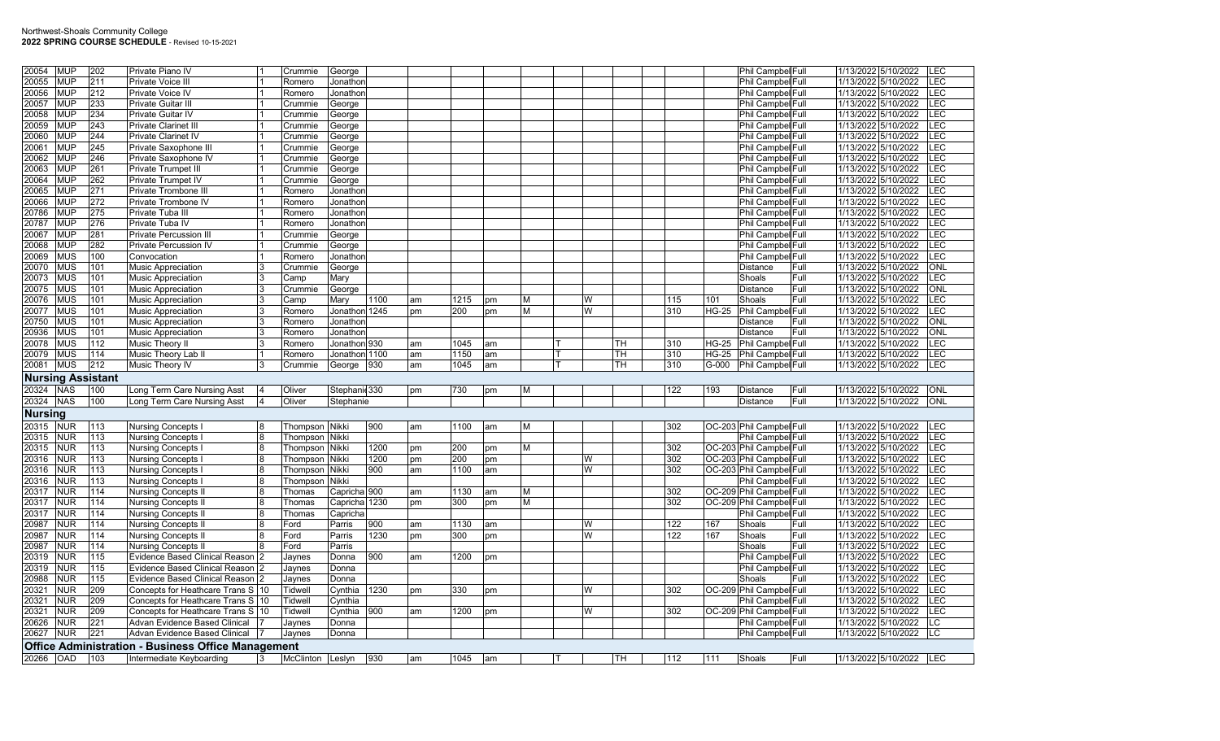Northwest-Shoals Community College
**2022 SPRING COURSE SCHEDULE** - Revised 10-15-2021

| CRN | Subj | Crse | Title | Cr | Last | First | Begin | | End | | M | T | W | R | F | S | Bldg | Room | Campus | Term | Start | End | Type |
|---|---|---|---|---|---|---|---|---|---|---|---|---|---|---|---|---|---|---|---|---|---|---|---|
| 20054 | MUP | 202 | Private Piano IV | 1 | Crummie | George | | | | | | | | | | | | | Phil Campbell | Full | 1/13/2022 | 5/10/2022 | LEC |
| 20055 | MUP | 211 | Private Voice III | 1 | Romero | Jonathon | | | | | | | | | | | | | Phil Campbell | Full | 1/13/2022 | 5/10/2022 | LEC |
| 20056 | MUP | 212 | Private Voice IV | 1 | Romero | Jonathon | | | | | | | | | | | | | Phil Campbell | Full | 1/13/2022 | 5/10/2022 | LEC |
| 20057 | MUP | 233 | Private Guitar III | 1 | Crummie | George | | | | | | | | | | | | | Phil Campbell | Full | 1/13/2022 | 5/10/2022 | LEC |
| 20058 | MUP | 234 | Private Guitar IV | 1 | Crummie | George | | | | | | | | | | | | | Phil Campbell | Full | 1/13/2022 | 5/10/2022 | LEC |
| 20059 | MUP | 243 | Private Clarinet III | 1 | Crummie | George | | | | | | | | | | | | | Phil Campbell | Full | 1/13/2022 | 5/10/2022 | LEC |
| 20060 | MUP | 244 | Private Clarinet IV | 1 | Crummie | George | | | | | | | | | | | | | Phil Campbell | Full | 1/13/2022 | 5/10/2022 | LEC |
| 20061 | MUP | 245 | Private Saxophone III | 1 | Crummie | George | | | | | | | | | | | | | Phil Campbell | Full | 1/13/2022 | 5/10/2022 | LEC |
| 20062 | MUP | 246 | Private Saxophone IV | 1 | Crummie | George | | | | | | | | | | | | | Phil Campbell | Full | 1/13/2022 | 5/10/2022 | LEC |
| 20063 | MUP | 261 | Private Trumpet III | 1 | Crummie | George | | | | | | | | | | | | | Phil Campbell | Full | 1/13/2022 | 5/10/2022 | LEC |
| 20064 | MUP | 262 | Private Trumpet IV | 1 | Crummie | George | | | | | | | | | | | | | Phil Campbell | Full | 1/13/2022 | 5/10/2022 | LEC |
| 20065 | MUP | 271 | Private Trombone III | 1 | Romero | Jonathon | | | | | | | | | | | | | Phil Campbell | Full | 1/13/2022 | 5/10/2022 | LEC |
| 20066 | MUP | 272 | Private Trombone IV | 1 | Romero | Jonathon | | | | | | | | | | | | | Phil Campbell | Full | 1/13/2022 | 5/10/2022 | LEC |
| 20786 | MUP | 275 | Private Tuba III | 1 | Romero | Jonathon | | | | | | | | | | | | | Phil Campbell | Full | 1/13/2022 | 5/10/2022 | LEC |
| 20787 | MUP | 276 | Private Tuba IV | 1 | Romero | Jonathon | | | | | | | | | | | | | Phil Campbell | Full | 1/13/2022 | 5/10/2022 | LEC |
| 20067 | MUP | 281 | Private Percussion III | 1 | Crummie | George | | | | | | | | | | | | | Phil Campbell | Full | 1/13/2022 | 5/10/2022 | LEC |
| 20068 | MUP | 282 | Private Percussion IV | 1 | Crummie | George | | | | | | | | | | | | | Phil Campbell | Full | 1/13/2022 | 5/10/2022 | LEC |
| 20069 | MUS | 100 | Convocation | 1 | Romero | Jonathon | | | | | | | | | | | | | Phil Campbell | Full | 1/13/2022 | 5/10/2022 | LEC |
| 20070 | MUS | 101 | Music Appreciation | 3 | Crummie | George | | | | | | | | | | | | | Distance | Full | 1/13/2022 | 5/10/2022 | ONL |
| 20073 | MUS | 101 | Music Appreciation | 3 | Camp | Mary | | | | | | | | | | | | | Shoals | Full | 1/13/2022 | 5/10/2022 | LEC |
| 20075 | MUS | 101 | Music Appreciation | 3 | Crummie | George | | | | | | | | | | | | | Distance | Full | 1/13/2022 | 5/10/2022 | ONL |
| 20076 | MUS | 101 | Music Appreciation | 3 | Camp | Mary | 1100 | am | 1215 | pm | M | | W | | | | 115 | 101 | Shoals | Full | 1/13/2022 | 5/10/2022 | LEC |
| 20077 | MUS | 101 | Music Appreciation | 3 | Romero | Jonathon | 1245 | pm | 200 | pm | M | | W | | | | 310 | HG-25 | Phil Campbell | Full | 1/13/2022 | 5/10/2022 | LEC |
| 20750 | MUS | 101 | Music Appreciation | 3 | Romero | Jonathon | | | | | | | | | | | | | Distance | Full | 1/13/2022 | 5/10/2022 | ONL |
| 20936 | MUS | 101 | Music Appreciation | 3 | Romero | Jonathon | | | | | | | | | | | | | Distance | Full | 1/13/2022 | 5/10/2022 | ONL |
| 20078 | MUS | 112 | Music Theory II | 3 | Romero | Jonathon | 930 | am | 1045 | am | | T | | TH | | | 310 | HG-25 | Phil Campbell | Full | 1/13/2022 | 5/10/2022 | LEC |
| 20079 | MUS | 114 | Music Theory Lab II | 1 | Romero | Jonathon | 1100 | am | 1150 | am | | T | | TH | | | 310 | HG-25 | Phil Campbell | Full | 1/13/2022 | 5/10/2022 | LEC |
| 20081 | MUS | 212 | Music Theory IV | 3 | Crummie | George | 930 | am | 1045 | am | | T | | TH | | | 310 | G-000 | Phil Campbell | Full | 1/13/2022 | 5/10/2022 | LEC |
| **Nursing Assistant** | | | | | | | | | | | | | | | | | | | | | | | |
| 20324 | NAS | 100 | Long Term Care Nursing Asst | 4 | Oliver | Stephanie | 330 | pm | 730 | pm | M | | | | | | 122 | 193 | Distance | Full | 1/13/2022 | 5/10/2022 | ONL |
| 20324 | NAS | 100 | Long Term Care Nursing Asst | 4 | Oliver | Stephanie | | | | | | | | | | | | | Distance | Full | 1/13/2022 | 5/10/2022 | ONL |
| **Nursing** | | | | | | | | | | | | | | | | | | | | | | | |
| 20315 | NUR | 113 | Nursing Concepts I | 8 | Thompson | Nikki | 900 | am | 1100 | am | M | | | | | | 302 | OC-203 | Phil Campbell | Full | 1/13/2022 | 5/10/2022 | LEC |
| 20315 | NUR | 113 | Nursing Concepts I | 8 | Thompson | Nikki | | | | | | | | | | | | | Phil Campbell | Full | 1/13/2022 | 5/10/2022 | LEC |
| 20315 | NUR | 113 | Nursing Concepts I | 8 | Thompson | Nikki | 1200 | pm | 200 | pm | M | | | | | | 302 | OC-203 | Phil Campbell | Full | 1/13/2022 | 5/10/2022 | LEC |
| 20316 | NUR | 113 | Nursing Concepts I | 8 | Thompson | Nikki | 1200 | pm | 200 | pm | | | W | | | | 302 | OC-203 | Phil Campbell | Full | 1/13/2022 | 5/10/2022 | LEC |
| 20316 | NUR | 113 | Nursing Concepts I | 8 | Thompson | Nikki | 900 | am | 1100 | am | | | W | | | | 302 | OC-203 | Phil Campbell | Full | 1/13/2022 | 5/10/2022 | LEC |
| 20316 | NUR | 113 | Nursing Concepts I | 8 | Thompson | Nikki | | | | | | | | | | | | | Phil Campbell | Full | 1/13/2022 | 5/10/2022 | LEC |
| 20317 | NUR | 114 | Nursing Concepts II | 8 | Thomas | Capricha | 900 | am | 1130 | am | M | | | | | | 302 | OC-209 | Phil Campbell | Full | 1/13/2022 | 5/10/2022 | LEC |
| 20317 | NUR | 114 | Nursing Concepts II | 8 | Thomas | Capricha | 1230 | pm | 300 | pm | M | | | | | | 302 | OC-209 | Phil Campbell | Full | 1/13/2022 | 5/10/2022 | LEC |
| 20317 | NUR | 114 | Nursing Concepts II | 8 | Thomas | Capricha | | | | | | | | | | | | | Phil Campbell | Full | 1/13/2022 | 5/10/2022 | LEC |
| 20987 | NUR | 114 | Nursing Concepts II | 8 | Ford | Parris | 900 | am | 1130 | am | | | W | | | | 122 | 167 | Shoals | Full | 1/13/2022 | 5/10/2022 | LEC |
| 20987 | NUR | 114 | Nursing Concepts II | 8 | Ford | Parris | 1230 | pm | 300 | pm | | | W | | | | 122 | 167 | Shoals | Full | 1/13/2022 | 5/10/2022 | LEC |
| 20987 | NUR | 114 | Nursing Concepts II | 8 | Ford | Parris | | | | | | | | | | | | | Shoals | Full | 1/13/2022 | 5/10/2022 | LEC |
| 20319 | NUR | 115 | Evidence Based Clinical Reason | 2 | Jaynes | Donna | 900 | am | 1200 | pm | | | | | | | | | Phil Campbell | Full | 1/13/2022 | 5/10/2022 | LEC |
| 20319 | NUR | 115 | Evidence Based Clinical Reason | 2 | Jaynes | Donna | | | | | | | | | | | | | Phil Campbell | Full | 1/13/2022 | 5/10/2022 | LEC |
| 20988 | NUR | 115 | Evidence Based Clinical Reason | 2 | Jaynes | Donna | | | | | | | | | | | | | Shoals | Full | 1/13/2022 | 5/10/2022 | LEC |
| 20321 | NUR | 209 | Concepts for Heathcare Trans S | 10 | Tidwell | Cynthia | 1230 | pm | 330 | pm | | | W | | | | 302 | OC-209 | Phil Campbell | Full | 1/13/2022 | 5/10/2022 | LEC |
| 20321 | NUR | 209 | Concepts for Heathcare Trans S | 10 | Tidwell | Cynthia | | | | | | | | | | | | | Phil Campbell | Full | 1/13/2022 | 5/10/2022 | LEC |
| 20321 | NUR | 209 | Concepts for Heathcare Trans S | 10 | Tidwell | Cynthia | 900 | am | 1200 | pm | | | W | | | | 302 | OC-209 | Phil Campbell | Full | 1/13/2022 | 5/10/2022 | LEC |
| 20626 | NUR | 221 | Advan Evidence Based Clinical | 7 | Jaynes | Donna | | | | | | | | | | | | | Phil Campbell | Full | 1/13/2022 | 5/10/2022 | LC |
| 20627 | NUR | 221 | Advan Evidence Based Clinical | 7 | Jaynes | Donna | | | | | | | | | | | | | Phil Campbell | Full | 1/13/2022 | 5/10/2022 | LC |
| **Office Administration - Business Office Management** | | | | | | | | | | | | | | | | | | | | | | | |
| 20266 | OAD | 103 | Intermediate Keyboarding | 3 | McClinton | Leslyn | 930 | am | 1045 | am | | T | | TH | | | 112 | 111 | Shoals | Full | 1/13/2022 | 5/10/2022 | LEC |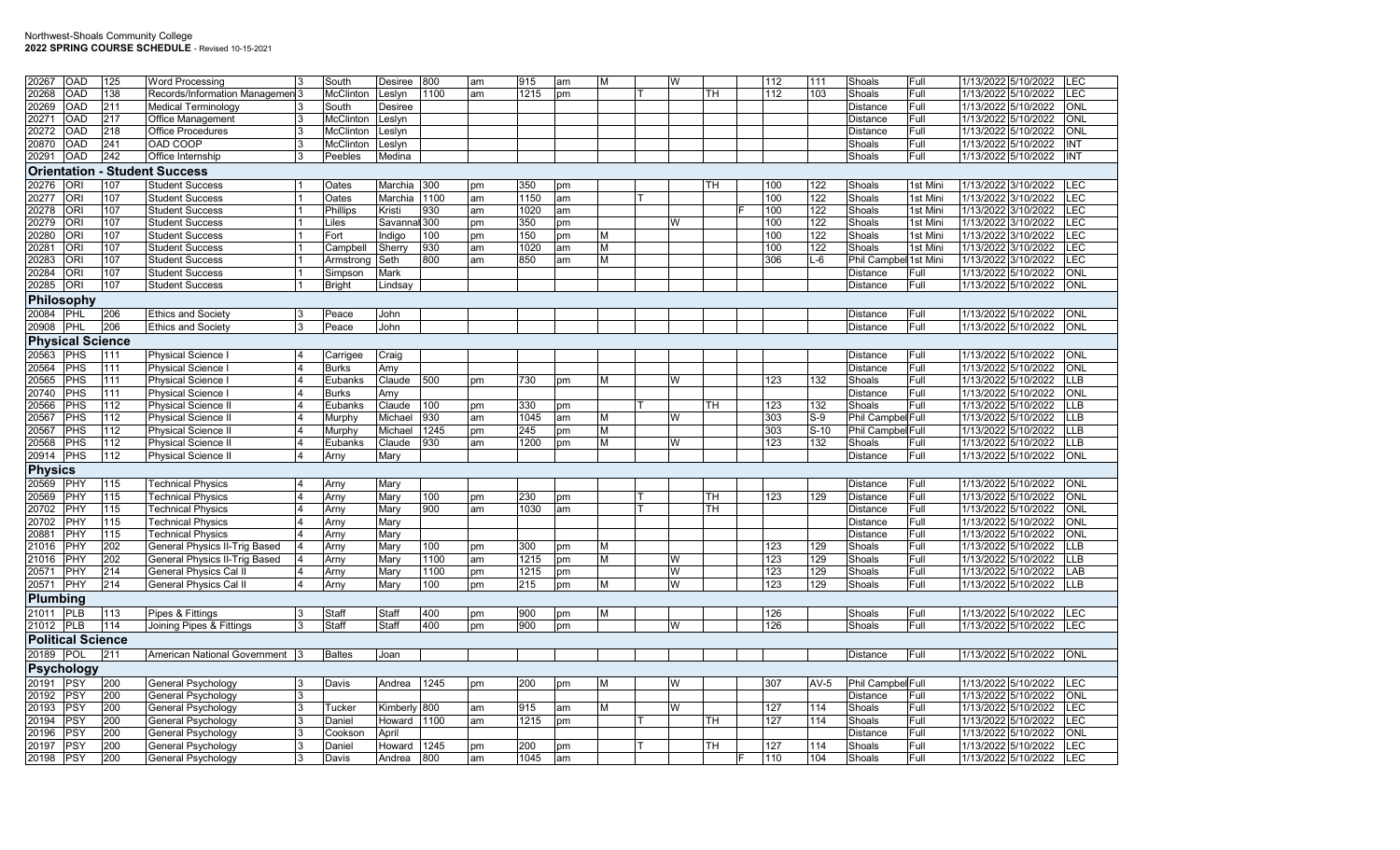| | | | | | | | | | | | | | | | | | | | | | | |
|---|---|---|---|---|---|---|---|---|---|---|---|---|---|---|---|---|---|---|---|---|---|---|
| 20267 | OAD | 125 | Word Processing | 3 | South | Desiree | 800 | am | 915 | am | M | | W | | | 112 | 111 | Shoals | Full | 1/13/2022 | 5/10/2022 | LEC |
| 20268 | OAD | 138 | Records/Information Managemen | 3 | McClinton | Leslyn | 1100 | am | 1215 | pm | | T | | TH | | 112 | 103 | Shoals | Full | 1/13/2022 | 5/10/2022 | LEC |
| 20269 | OAD | 211 | Medical Terminology | 3 | South | Desiree | | | | | | | | | | | | Distance | Full | 1/13/2022 | 5/10/2022 | ONL |
| 20271 | OAD | 217 | Office Management | 3 | McClinton | Leslyn | | | | | | | | | | | | Distance | Full | 1/13/2022 | 5/10/2022 | ONL |
| 20272 | OAD | 218 | Office Procedures | 3 | McClinton | Leslyn | | | | | | | | | | | | Distance | Full | 1/13/2022 | 5/10/2022 | ONL |
| 20870 | OAD | 241 | OAD COOP | 3 | McClinton | Leslyn | | | | | | | | | | | | Shoals | Full | 1/13/2022 | 5/10/2022 | INT |
| 20291 | OAD | 242 | Office Internship | 3 | Peebles | Medina | | | | | | | | | | | | Shoals | Full | 1/13/2022 | 5/10/2022 | INT |
| **Orientation - Student Success** | | | | | | | | | | | | | | | | | | | | | | |
| 20276 | ORI | 107 | Student Success | 1 | Oates | Marchia | 300 | pm | 350 | pm | | | | TH | | 100 | 122 | Shoals | 1st Mini | 1/13/2022 | 3/10/2022 | LEC |
| 20277 | ORI | 107 | Student Success | 1 | Oates | Marchia | 1100 | am | 1150 | am | | T | | | | 100 | 122 | Shoals | 1st Mini | 1/13/2022 | 3/10/2022 | LEC |
| 20278 | ORI | 107 | Student Success | 1 | Phillips | Kristi | 930 | am | 1020 | am | | | | | F | 100 | 122 | Shoals | 1st Mini | 1/13/2022 | 3/10/2022 | LEC |
| 20279 | ORI | 107 | Student Success | 1 | Liles | Savannah | 300 | pm | 350 | pm | | | W | | | 100 | 122 | Shoals | 1st Mini | 1/13/2022 | 3/10/2022 | LEC |
| 20280 | ORI | 107 | Student Success | 1 | Fort | Indigo | 100 | pm | 150 | pm | M | | | | | 100 | 122 | Shoals | 1st Mini | 1/13/2022 | 3/10/2022 | LEC |
| 20281 | ORI | 107 | Student Success | 1 | Campbell | Sherry | 930 | am | 1020 | am | M | | | | | 100 | 122 | Shoals | 1st Mini | 1/13/2022 | 3/10/2022 | LEC |
| 20283 | ORI | 107 | Student Success | 1 | Armstrong | Seth | 800 | am | 850 | am | M | | | | | 306 | L-6 | Phil Campbell | 1st Mini | 1/13/2022 | 3/10/2022 | LEC |
| 20284 | ORI | 107 | Student Success | 1 | Simpson | Mark | | | | | | | | | | | | Distance | Full | 1/13/2022 | 5/10/2022 | ONL |
| 20285 | ORI | 107 | Student Success | 1 | Bright | Lindsay | | | | | | | | | | | | Distance | Full | 1/13/2022 | 5/10/2022 | ONL |
| **Philosophy** | | | | | | | | | | | | | | | | | | | | | | |
| 20084 | PHL | 206 | Ethics and Society | 3 | Peace | John | | | | | | | | | | | | Distance | Full | 1/13/2022 | 5/10/2022 | ONL |
| 20908 | PHL | 206 | Ethics and Society | 3 | Peace | John | | | | | | | | | | | | Distance | Full | 1/13/2022 | 5/10/2022 | ONL |
| **Physical Science** | | | | | | | | | | | | | | | | | | | | | | |
| 20563 | PHS | 111 | Physical Science I | 4 | Carrigee | Craig | | | | | | | | | | | | Distance | Full | 1/13/2022 | 5/10/2022 | ONL |
| 20564 | PHS | 111 | Physical Science I | 4 | Burks | Amy | | | | | | | | | | | | Distance | Full | 1/13/2022 | 5/10/2022 | ONL |
| 20565 | PHS | 111 | Physical Science I | 4 | Eubanks | Claude | 500 | pm | 730 | pm | M | | W | | | 123 | 132 | Shoals | Full | 1/13/2022 | 5/10/2022 | LLB |
| 20740 | PHS | 111 | Physical Science I | 4 | Burks | Amy | | | | | | | | | | | | Distance | Full | 1/13/2022 | 5/10/2022 | ONL |
| 20566 | PHS | 112 | Physical Science II | 4 | Eubanks | Claude | 100 | pm | 330 | pm | | T | | TH | | 123 | 132 | Shoals | Full | 1/13/2022 | 5/10/2022 | LLB |
| 20567 | PHS | 112 | Physical Science II | 4 | Murphy | Michael | 930 | am | 1045 | am | M | | W | | | 303 | S-9 | Phil Campbell | Full | 1/13/2022 | 5/10/2022 | LLB |
| 20567 | PHS | 112 | Physical Science II | 4 | Murphy | Michael | 1245 | pm | 245 | pm | M | | | | | 303 | S-10 | Phil Campbell | Full | 1/13/2022 | 5/10/2022 | LLB |
| 20568 | PHS | 112 | Physical Science II | 4 | Eubanks | Claude | 930 | am | 1200 | pm | M | | W | | | 123 | 132 | Shoals | Full | 1/13/2022 | 5/10/2022 | LLB |
| 20914 | PHS | 112 | Physical Science II | 4 | Arny | Mary | | | | | | | | | | | | Distance | Full | 1/13/2022 | 5/10/2022 | ONL |
| **Physics** | | | | | | | | | | | | | | | | | | | | | | |
| 20569 | PHY | 115 | Technical Physics | 4 | Arny | Mary | | | | | | | | | | | | Distance | Full | 1/13/2022 | 5/10/2022 | ONL |
| 20569 | PHY | 115 | Technical Physics | 4 | Arny | Mary | 100 | pm | 230 | pm | | T | | TH | | 123 | 129 | Distance | Full | 1/13/2022 | 5/10/2022 | ONL |
| 20702 | PHY | 115 | Technical Physics | 4 | Arny | Mary | 900 | am | 1030 | am | | T | | TH | | | | Distance | Full | 1/13/2022 | 5/10/2022 | ONL |
| 20702 | PHY | 115 | Technical Physics | 4 | Arny | Mary | | | | | | | | | | | | Distance | Full | 1/13/2022 | 5/10/2022 | ONL |
| 20881 | PHY | 115 | Technical Physics | 4 | Arny | Mary | | | | | | | | | | | | Distance | Full | 1/13/2022 | 5/10/2022 | ONL |
| 21016 | PHY | 202 | General Physics II-Trig Based | 4 | Arny | Mary | 100 | pm | 300 | pm | M | | | | | 123 | 129 | Shoals | Full | 1/13/2022 | 5/10/2022 | LLB |
| 21016 | PHY | 202 | General Physics II-Trig Based | 4 | Arny | Mary | 1100 | am | 1215 | pm | M | | W | | | 123 | 129 | Shoals | Full | 1/13/2022 | 5/10/2022 | LLB |
| 20571 | PHY | 214 | General Physics Cal II | 4 | Arny | Mary | 1100 | pm | 1215 | pm | | | W | | | 123 | 129 | Shoals | Full | 1/13/2022 | 5/10/2022 | LAB |
| 20571 | PHY | 214 | General Physics Cal II | 4 | Arny | Mary | 100 | pm | 215 | pm | M | | W | | | 123 | 129 | Shoals | Full | 1/13/2022 | 5/10/2022 | LLB |
| **Plumbing** | | | | | | | | | | | | | | | | | | | | | | |
| 21011 | PLB | 113 | Pipes & Fittings | 3 | Staff | Staff | 400 | pm | 900 | pm | M | | | | | 126 | | Shoals | Full | 1/13/2022 | 5/10/2022 | LEC |
| 21012 | PLB | 114 | Joining Pipes & Fittings | 3 | Staff | Staff | 400 | pm | 900 | pm | | | W | | | 126 | | Shoals | Full | 1/13/2022 | 5/10/2022 | LEC |
| **Political Science** | | | | | | | | | | | | | | | | | | | | | | |
| 20189 | POL | 211 | American National Government | 3 | Baltes | Joan | | | | | | | | | | | | Distance | Full | 1/13/2022 | 5/10/2022 | ONL |
| **Psychology** | | | | | | | | | | | | | | | | | | | | | | |
| 20191 | PSY | 200 | General Psychology | 3 | Davis | Andrea | 1245 | pm | 200 | pm | M | | W | | | 307 | AV-5 | Phil Campbell | Full | 1/13/2022 | 5/10/2022 | LEC |
| 20192 | PSY | 200 | General Psychology | 3 | | | | | | | | | | | | | | Distance | Full | 1/13/2022 | 5/10/2022 | ONL |
| 20193 | PSY | 200 | General Psychology | 3 | Tucker | Kimberly | 800 | am | 915 | am | M | | W | | | 127 | 114 | Shoals | Full | 1/13/2022 | 5/10/2022 | LEC |
| 20194 | PSY | 200 | General Psychology | 3 | Daniel | Howard | 1100 | am | 1215 | pm | | T | | TH | | 127 | 114 | Shoals | Full | 1/13/2022 | 5/10/2022 | LEC |
| 20196 | PSY | 200 | General Psychology | 3 | Cookson | April | | | | | | | | | | | | Distance | Full | 1/13/2022 | 5/10/2022 | ONL |
| 20197 | PSY | 200 | General Psychology | 3 | Daniel | Howard | 1245 | pm | 200 | pm | | T | | TH | | 127 | 114 | Shoals | Full | 1/13/2022 | 5/10/2022 | LEC |
| 20198 | PSY | 200 | General Psychology | 3 | Davis | Andrea | 800 | am | 1045 | am | | | | | F | 110 | 104 | Shoals | Full | 1/13/2022 | 5/10/2022 | LEC |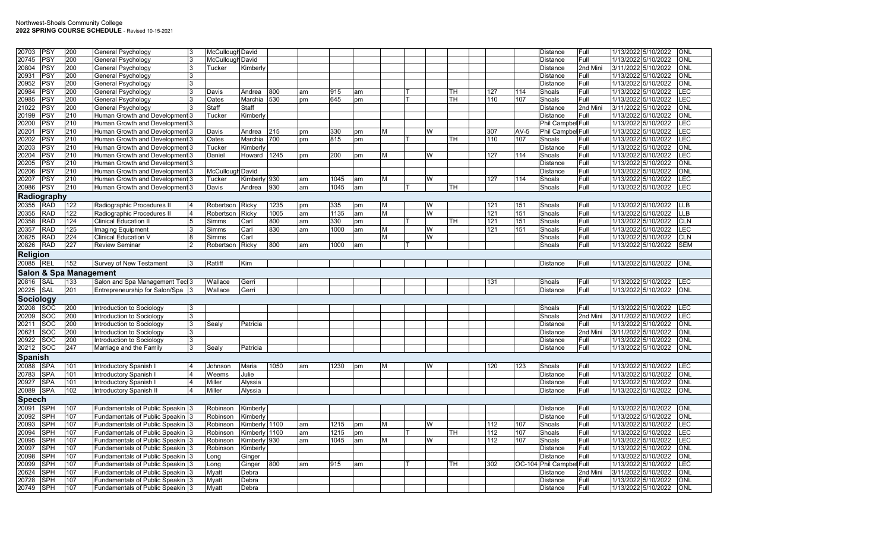Northwest-Shoals Community College
**2022 SPRING COURSE SCHEDULE** - Revised 10-15-2021

| | | | | | | | | | | | | | | | | | | | | | | | |
|---|---|---|---|---|---|---|---|---|---|---|---|---|---|---|---|---|---|---|---|---|---|---|---|
| 20703 | PSY | 200 | General Psychology | 3 | McCullough | David | | | | | | | | | | | | | Distance | Full | 1/13/2022 | 5/10/2022 | ONL |
| 20745 | PSY | 200 | General Psychology | 3 | McCullough | David | | | | | | | | | | | | | Distance | Full | 1/13/2022 | 5/10/2022 | ONL |
| 20804 | PSY | 200 | General Psychology | 3 | Tucker | Kimberly | | | | | | | | | | | | | Distance | 2nd Mini | 3/11/2022 | 5/10/2022 | ONL |
| 20931 | PSY | 200 | General Psychology | 3 | | | | | | | | | | | | | | | Distance | Full | 1/13/2022 | 5/10/2022 | ONL |
| 20952 | PSY | 200 | General Psychology | 3 | | | | | | | | | | | | | | | Distance | Full | 1/13/2022 | 5/10/2022 | ONL |
| 20984 | PSY | 200 | General Psychology | 3 | Davis | Andrea | 800 | am | 915 | am | | T | | TH | | 127 | 114 | | Shoals | Full | 1/13/2022 | 5/10/2022 | LEC |
| 20985 | PSY | 200 | General Psychology | 3 | Oates | Marchia | 530 | pm | 645 | pm | | T | | TH | | 110 | 107 | | Shoals | Full | 1/13/2022 | 5/10/2022 | LEC |
| 21022 | PSY | 200 | General Psychology | 3 | Staff | Staff | | | | | | | | | | | | | Distance | 2nd Mini | 3/11/2022 | 5/10/2022 | ONL |
| 20199 | PSY | 210 | Human Growth and Development | 3 | Tucker | Kimberly | | | | | | | | | | | | | Distance | Full | 1/13/2022 | 5/10/2022 | ONL |
| 20200 | PSY | 210 | Human Growth and Development | 3 | | | | | | | | | | | | | | | Phil Campbell | Full | 1/13/2022 | 5/10/2022 | LEC |
| 20201 | PSY | 210 | Human Growth and Development | 3 | Davis | Andrea | 215 | pm | 330 | pm | M | | W | | | 307 | AV-5 | | Phil Campbell | Full | 1/13/2022 | 5/10/2022 | LEC |
| 20202 | PSY | 210 | Human Growth and Development | 3 | Oates | Marchia | 700 | pm | 815 | pm | | T | | TH | | 110 | 107 | | Shoals | Full | 1/13/2022 | 5/10/2022 | LEC |
| 20203 | PSY | 210 | Human Growth and Development | 3 | Tucker | Kimberly | | | | | | | | | | | | | Distance | Full | 1/13/2022 | 5/10/2022 | ONL |
| 20204 | PSY | 210 | Human Growth and Development | 3 | Daniel | Howard | 1245 | pm | 200 | pm | M | | W | | | 127 | 114 | | Shoals | Full | 1/13/2022 | 5/10/2022 | LEC |
| 20205 | PSY | 210 | Human Growth and Development | 3 | | | | | | | | | | | | | | | Distance | Full | 1/13/2022 | 5/10/2022 | ONL |
| 20206 | PSY | 210 | Human Growth and Development | 3 | McCullough | David | | | | | | | | | | | | | Distance | Full | 1/13/2022 | 5/10/2022 | ONL |
| 20207 | PSY | 210 | Human Growth and Development | 3 | Tucker | Kimberly | 930 | am | 1045 | am | M | | W | | | 127 | 114 | | Shoals | Full | 1/13/2022 | 5/10/2022 | LEC |
| 20986 | PSY | 210 | Human Growth and Development | 3 | Davis | Andrea | 930 | am | 1045 | am | | T | | TH | | | | | Shoals | Full | 1/13/2022 | 5/10/2022 | LEC |
| **Radiography** | | | | | | | | | | | | | | | | | | | | | | | |
| 20355 | RAD | 122 | Radiographic Procedures II | 4 | Robertson | Ricky | 1235 | pm | 335 | pm | M | | W | | | 121 | 151 | | Shoals | Full | 1/13/2022 | 5/10/2022 | LLB |
| 20355 | RAD | 122 | Radiographic Procedures II | 4 | Robertson | Ricky | 1005 | am | 1135 | am | M | | W | | | 121 | 151 | | Shoals | Full | 1/13/2022 | 5/10/2022 | LLB |
| 20358 | RAD | 124 | Clinical Education II | 5 | Simms | Carl | 800 | am | 330 | pm | | T | | TH | | 121 | 151 | | Shoals | Full | 1/13/2022 | 5/10/2022 | CLN |
| 20357 | RAD | 125 | Imaging Equipment | 3 | Simms | Carl | 830 | am | 1000 | am | M | | W | | | 121 | 151 | | Shoals | Full | 1/13/2022 | 5/10/2022 | LEC |
| 20825 | RAD | 224 | Clinical Education V | 8 | Simms | Carl | | | | | M | | W | | | | | | Shoals | Full | 1/13/2022 | 5/10/2022 | CLN |
| 20826 | RAD | 227 | Review Seminar | 2 | Robertson | Ricky | 800 | am | 1000 | am | | T | | | | | | | Shoals | Full | 1/13/2022 | 5/10/2022 | SEM |
| **Religion** | | | | | | | | | | | | | | | | | | | | | | | |
| 20085 | REL | 152 | Survey of New Testament | 3 | Ratliff | Kim | | | | | | | | | | | | | Distance | Full | 1/13/2022 | 5/10/2022 | ONL |
| **Salon & Spa Management** | | | | | | | | | | | | | | | | | | | | | | | |
| 20816 | SAL | 133 | Salon and Spa Management Tec | 3 | Wallace | Gerri | | | | | | | | | | 131 | | | Shoals | Full | 1/13/2022 | 5/10/2022 | LEC |
| 20225 | SAL | 201 | Entrepreneurship for Salon/Spa | 3 | Wallace | Gerri | | | | | | | | | | | | | Distance | Full | 1/13/2022 | 5/10/2022 | ONL |
| **Sociology** | | | | | | | | | | | | | | | | | | | | | | | |
| 20208 | SOC | 200 | Introduction to Sociology | 3 | | | | | | | | | | | | | | | Shoals | Full | 1/13/2022 | 5/10/2022 | LEC |
| 20209 | SOC | 200 | Introduction to Sociology | 3 | | | | | | | | | | | | | | | Shoals | 2nd Mini | 3/11/2022 | 5/10/2022 | LEC |
| 20211 | SOC | 200 | Introduction to Sociology | 3 | Sealy | Patricia | | | | | | | | | | | | | Distance | Full | 1/13/2022 | 5/10/2022 | ONL |
| 20621 | SOC | 200 | Introduction to Sociology | 3 | | | | | | | | | | | | | | | Distance | 2nd Mini | 3/11/2022 | 5/10/2022 | ONL |
| 20922 | SOC | 200 | Introduction to Sociology | 3 | | | | | | | | | | | | | | | Distance | Full | 1/13/2022 | 5/10/2022 | ONL |
| 20212 | SOC | 247 | Marriage and the Family | 3 | Sealy | Patricia | | | | | | | | | | | | | Distance | Full | 1/13/2022 | 5/10/2022 | ONL |
| **Spanish** | | | | | | | | | | | | | | | | | | | | | | | |
| 20088 | SPA | 101 | Introductory Spanish I | 4 | Johnson | Maria | 1050 | am | 1230 | pm | M | | W | | | 120 | 123 | | Shoals | Full | 1/13/2022 | 5/10/2022 | LEC |
| 20783 | SPA | 101 | Introductory Spanish I | 4 | Weems | Julie | | | | | | | | | | | | | Distance | Full | 1/13/2022 | 5/10/2022 | ONL |
| 20927 | SPA | 101 | Introductory Spanish I | 4 | Miller | Alyssia | | | | | | | | | | | | | Distance | Full | 1/13/2022 | 5/10/2022 | ONL |
| 20089 | SPA | 102 | Introductory Spanish II | 4 | Miller | Alyssia | | | | | | | | | | | | | Distance | Full | 1/13/2022 | 5/10/2022 | ONL |
| **Speech** | | | | | | | | | | | | | | | | | | | | | | | |
| 20091 | SPH | 107 | Fundamentals of Public Speakin | 3 | Robinson | Kimberly | | | | | | | | | | | | | Distance | Full | 1/13/2022 | 5/10/2022 | ONL |
| 20092 | SPH | 107 | Fundamentals of Public Speakin | 3 | Robinson | Kimberly | | | | | | | | | | | | | Distance | Full | 1/13/2022 | 5/10/2022 | ONL |
| 20093 | SPH | 107 | Fundamentals of Public Speakin | 3 | Robinson | Kimberly | 1100 | am | 1215 | pm | M | | W | | | 112 | 107 | | Shoals | Full | 1/13/2022 | 5/10/2022 | LEC |
| 20094 | SPH | 107 | Fundamentals of Public Speakin | 3 | Robinson | Kimberly | 1100 | am | 1215 | pm | | T | | TH | | 112 | 107 | | Shoals | Full | 1/13/2022 | 5/10/2022 | LEC |
| 20095 | SPH | 107 | Fundamentals of Public Speakin | 3 | Robinson | Kimberly | 930 | am | 1045 | am | M | | W | | | 112 | 107 | | Shoals | Full | 1/13/2022 | 5/10/2022 | LEC |
| 20097 | SPH | 107 | Fundamentals of Public Speakin | 3 | Robinson | Kimberly | | | | | | | | | | | | | Distance | Full | 1/13/2022 | 5/10/2022 | ONL |
| 20098 | SPH | 107 | Fundamentals of Public Speakin | 3 | Long | Ginger | | | | | | | | | | | | | Distance | Full | 1/13/2022 | 5/10/2022 | ONL |
| 20099 | SPH | 107 | Fundamentals of Public Speakin | 3 | Long | Ginger | 800 | am | 915 | am | | T | | TH | | 302 | OC-104 | | Phil Campbell | Full | 1/13/2022 | 5/10/2022 | LEC |
| 20624 | SPH | 107 | Fundamentals of Public Speakin | 3 | Myatt | Debra | | | | | | | | | | | | | Distance | 2nd Mini | 3/11/2022 | 5/10/2022 | ONL |
| 20728 | SPH | 107 | Fundamentals of Public Speakin | 3 | Myatt | Debra | | | | | | | | | | | | | Distance | Full | 1/13/2022 | 5/10/2022 | ONL |
| 20749 | SPH | 107 | Fundamentals of Public Speakin | 3 | Myatt | Debra | | | | | | | | | | | | | Distance | Full | 1/13/2022 | 5/10/2022 | ONL |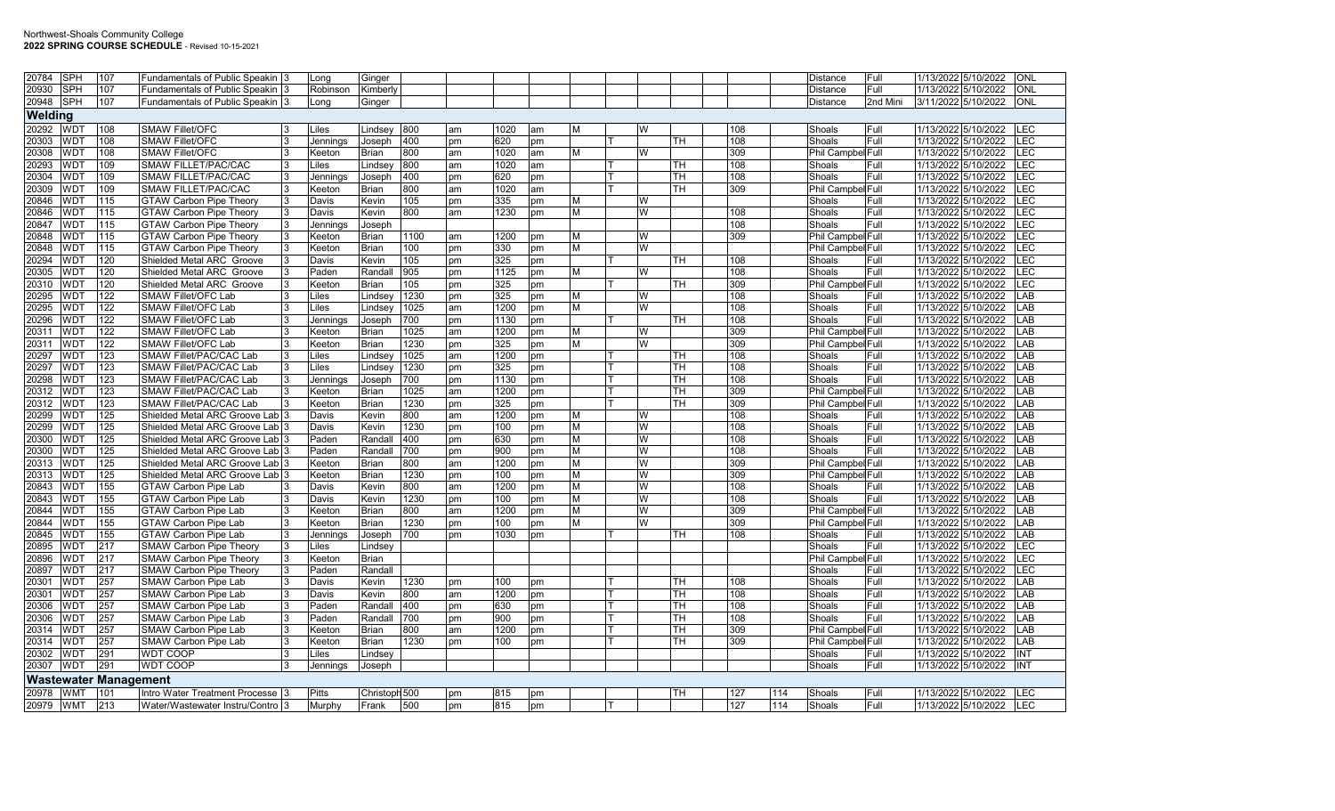Northwest-Shoals Community College
**2022 SPRING COURSE SCHEDULE** - Revised 10-15-2021

| | | | | | | | | | | | | | | | | | | | | | | | |
|---|---|---|---|---|---|---|---|---|---|---|---|---|---|---|---|---|---|---|---|---|---|---|---|
| 20784 | SPH | 107 | Fundamentals of Public Speakin | 3 | Long | Ginger | | | | | | | | | | | | | Distance | Full | 1/13/2022 | 5/10/2022 | ONL |
| 20930 | SPH | 107 | Fundamentals of Public Speakin | 3 | Robinson | Kimberly | | | | | | | | | | | | | Distance | Full | 1/13/2022 | 5/10/2022 | ONL |
| 20948 | SPH | 107 | Fundamentals of Public Speakin | 3 | Long | Ginger | | | | | | | | | | | | | Distance | 2nd Mini | 3/11/2022 | 5/10/2022 | ONL |
| **Welding** | | | | | | | | | | | | | | | | | | | | | | | |
| 20292 | WDT | 108 | SMAW Fillet/OFC | 3 | Liles | Lindsey | 800 | am | 1020 | am | M | | W | | | 108 | | | Shoals | Full | 1/13/2022 | 5/10/2022 | LEC |
| 20303 | WDT | 108 | SMAW Fillet/OFC | 3 | Jennings | Joseph | 400 | pm | 620 | pm | | T | | TH | | 108 | | | Shoals | Full | 1/13/2022 | 5/10/2022 | LEC |
| 20308 | WDT | 108 | SMAW Fillet/OFC | 3 | Keeton | Brian | 800 | am | 1020 | am | M | | W | | | 309 | | | Phil Campbell | Full | 1/13/2022 | 5/10/2022 | LEC |
| 20293 | WDT | 109 | SMAW FILLET/PAC/CAC | 3 | Liles | Lindsey | 800 | am | 1020 | am | | T | | TH | | 108 | | | Shoals | Full | 1/13/2022 | 5/10/2022 | LEC |
| 20304 | WDT | 109 | SMAW FILLET/PAC/CAC | 3 | Jennings | Joseph | 400 | pm | 620 | pm | | T | | TH | | 108 | | | Shoals | Full | 1/13/2022 | 5/10/2022 | LEC |
| 20309 | WDT | 109 | SMAW FILLET/PAC/CAC | 3 | Keeton | Brian | 800 | am | 1020 | am | | T | | TH | | 309 | | | Phil Campbell | Full | 1/13/2022 | 5/10/2022 | LEC |
| 20846 | WDT | 115 | GTAW Carbon Pipe Theory | 3 | Davis | Kevin | 105 | pm | 335 | pm | M | | W | | | | | | Shoals | Full | 1/13/2022 | 5/10/2022 | LEC |
| 20846 | WDT | 115 | GTAW Carbon Pipe Theory | 3 | Davis | Kevin | 800 | am | 1230 | pm | M | | W | | | 108 | | | Shoals | Full | 1/13/2022 | 5/10/2022 | LEC |
| 20847 | WDT | 115 | GTAW Carbon Pipe Theory | 3 | Jennings | Joseph | | | | | | | | | | 108 | | | Shoals | Full | 1/13/2022 | 5/10/2022 | LEC |
| 20848 | WDT | 115 | GTAW Carbon Pipe Theory | 3 | Keeton | Brian | 1100 | am | 1200 | pm | M | | W | | | 309 | | | Phil Campbell | Full | 1/13/2022 | 5/10/2022 | LEC |
| 20848 | WDT | 115 | GTAW Carbon Pipe Theory | 3 | Keeton | Brian | 100 | pm | 330 | pm | M | | W | | | | | | Phil Campbell | Full | 1/13/2022 | 5/10/2022 | LEC |
| 20294 | WDT | 120 | Shielded Metal ARC Groove | 3 | Davis | Kevin | 105 | pm | 325 | pm | | T | | TH | | 108 | | | Shoals | Full | 1/13/2022 | 5/10/2022 | LEC |
| 20305 | WDT | 120 | Shielded Metal ARC Groove | 3 | Paden | Randall | 905 | pm | 1125 | pm | M | | W | | | 108 | | | Shoals | Full | 1/13/2022 | 5/10/2022 | LEC |
| 20310 | WDT | 120 | Shielded Metal ARC Groove | 3 | Keeton | Brian | 105 | pm | 325 | pm | | T | | TH | | 309 | | | Phil Campbell | Full | 1/13/2022 | 5/10/2022 | LEC |
| 20295 | WDT | 122 | SMAW Fillet/OFC Lab | 3 | Liles | Lindsey | 1230 | pm | 325 | pm | M | | W | | | 108 | | | Shoals | Full | 1/13/2022 | 5/10/2022 | LAB |
| 20295 | WDT | 122 | SMAW Fillet/OFC Lab | 3 | Liles | Lindsey | 1025 | am | 1200 | pm | M | | W | | | 108 | | | Shoals | Full | 1/13/2022 | 5/10/2022 | LAB |
| 20296 | WDT | 122 | SMAW Fillet/OFC Lab | 3 | Jennings | Joseph | 700 | pm | 1130 | pm | | T | | TH | | 108 | | | Shoals | Full | 1/13/2022 | 5/10/2022 | LAB |
| 20311 | WDT | 122 | SMAW Fillet/OFC Lab | 3 | Keeton | Brian | 1025 | am | 1200 | pm | M | | W | | | 309 | | | Phil Campbell | Full | 1/13/2022 | 5/10/2022 | LAB |
| 20311 | WDT | 122 | SMAW Fillet/OFC Lab | 3 | Keeton | Brian | 1230 | pm | 325 | pm | M | | W | | | 309 | | | Phil Campbell | Full | 1/13/2022 | 5/10/2022 | LAB |
| 20297 | WDT | 123 | SMAW Fillet/PAC/CAC Lab | 3 | Liles | Lindsey | 1025 | am | 1200 | pm | | T | | TH | | 108 | | | Shoals | Full | 1/13/2022 | 5/10/2022 | LAB |
| 20297 | WDT | 123 | SMAW Fillet/PAC/CAC Lab | 3 | Liles | Lindsey | 1230 | pm | 325 | pm | | T | | TH | | 108 | | | Shoals | Full | 1/13/2022 | 5/10/2022 | LAB |
| 20298 | WDT | 123 | SMAW Fillet/PAC/CAC Lab | 3 | Jennings | Joseph | 700 | pm | 1130 | pm | | T | | TH | | 108 | | | Shoals | Full | 1/13/2022 | 5/10/2022 | LAB |
| 20312 | WDT | 123 | SMAW Fillet/PAC/CAC Lab | 3 | Keeton | Brian | 1025 | am | 1200 | pm | | T | | TH | | 309 | | | Phil Campbell | Full | 1/13/2022 | 5/10/2022 | LAB |
| 20312 | WDT | 123 | SMAW Fillet/PAC/CAC Lab | 3 | Keeton | Brian | 1230 | pm | 325 | pm | | T | | TH | | 309 | | | Phil Campbell | Full | 1/13/2022 | 5/10/2022 | LAB |
| 20299 | WDT | 125 | Shielded Metal ARC Groove Lab | 3 | Davis | Kevin | 800 | am | 1200 | pm | M | | W | | | 108 | | | Shoals | Full | 1/13/2022 | 5/10/2022 | LAB |
| 20299 | WDT | 125 | Shielded Metal ARC Groove Lab | 3 | Davis | Kevin | 1230 | pm | 100 | pm | M | | W | | | 108 | | | Shoals | Full | 1/13/2022 | 5/10/2022 | LAB |
| 20300 | WDT | 125 | Shielded Metal ARC Groove Lab | 3 | Paden | Randall | 400 | pm | 630 | pm | M | | W | | | 108 | | | Shoals | Full | 1/13/2022 | 5/10/2022 | LAB |
| 20300 | WDT | 125 | Shielded Metal ARC Groove Lab | 3 | Paden | Randall | 700 | pm | 900 | pm | M | | W | | | 108 | | | Shoals | Full | 1/13/2022 | 5/10/2022 | LAB |
| 20313 | WDT | 125 | Shielded Metal ARC Groove Lab | 3 | Keeton | Brian | 800 | am | 1200 | pm | M | | W | | | 309 | | | Phil Campbell | Full | 1/13/2022 | 5/10/2022 | LAB |
| 20313 | WDT | 125 | Shielded Metal ARC Groove Lab | 3 | Keeton | Brian | 1230 | pm | 100 | pm | M | | W | | | 309 | | | Phil Campbell | Full | 1/13/2022 | 5/10/2022 | LAB |
| 20843 | WDT | 155 | GTAW Carbon Pipe Lab | 3 | Davis | Kevin | 800 | am | 1200 | pm | M | | W | | | 108 | | | Shoals | Full | 1/13/2022 | 5/10/2022 | LAB |
| 20843 | WDT | 155 | GTAW Carbon Pipe Lab | 3 | Davis | Kevin | 1230 | pm | 100 | pm | M | | W | | | 108 | | | Shoals | Full | 1/13/2022 | 5/10/2022 | LAB |
| 20844 | WDT | 155 | GTAW Carbon Pipe Lab | 3 | Keeton | Brian | 800 | am | 1200 | pm | M | | W | | | 309 | | | Phil Campbell | Full | 1/13/2022 | 5/10/2022 | LAB |
| 20844 | WDT | 155 | GTAW Carbon Pipe Lab | 3 | Keeton | Brian | 1230 | pm | 100 | pm | M | | W | | | 309 | | | Phil Campbell | Full | 1/13/2022 | 5/10/2022 | LAB |
| 20845 | WDT | 155 | GTAW Carbon Pipe Lab | 3 | Jennings | Joseph | 700 | pm | 1030 | pm | | T | | TH | | 108 | | | Shoals | Full | 1/13/2022 | 5/10/2022 | LAB |
| 20895 | WDT | 217 | SMAW Carbon Pipe Theory | 3 | Liles | Lindsey | | | | | | | | | | | | | Shoals | Full | 1/13/2022 | 5/10/2022 | LEC |
| 20896 | WDT | 217 | SMAW Carbon Pipe Theory | 3 | Keeton | Brian | | | | | | | | | | | | | Phil Campbell | Full | 1/13/2022 | 5/10/2022 | LEC |
| 20897 | WDT | 217 | SMAW Carbon Pipe Theory | 3 | Paden | Randall | | | | | | | | | | | | | Shoals | Full | 1/13/2022 | 5/10/2022 | LEC |
| 20301 | WDT | 257 | SMAW Carbon Pipe Lab | 3 | Davis | Kevin | 1230 | pm | 100 | pm | | T | | TH | | 108 | | | Shoals | Full | 1/13/2022 | 5/10/2022 | LAB |
| 20301 | WDT | 257 | SMAW Carbon Pipe Lab | 3 | Davis | Kevin | 800 | am | 1200 | pm | | T | | TH | | 108 | | | Shoals | Full | 1/13/2022 | 5/10/2022 | LAB |
| 20306 | WDT | 257 | SMAW Carbon Pipe Lab | 3 | Paden | Randall | 400 | pm | 630 | pm | | T | | TH | | 108 | | | Shoals | Full | 1/13/2022 | 5/10/2022 | LAB |
| 20306 | WDT | 257 | SMAW Carbon Pipe Lab | 3 | Paden | Randall | 700 | pm | 900 | pm | | T | | TH | | 108 | | | Shoals | Full | 1/13/2022 | 5/10/2022 | LAB |
| 20314 | WDT | 257 | SMAW Carbon Pipe Lab | 3 | Keeton | Brian | 800 | am | 1200 | pm | | T | | TH | | 309 | | | Phil Campbell | Full | 1/13/2022 | 5/10/2022 | LAB |
| 20314 | WDT | 257 | SMAW Carbon Pipe Lab | 3 | Keeton | Brian | 1230 | pm | 100 | pm | | T | | TH | | 309 | | | Phil Campbell | Full | 1/13/2022 | 5/10/2022 | LAB |
| 20302 | WDT | 291 | WDT COOP | 3 | Liles | Lindsey | | | | | | | | | | | | | Shoals | Full | 1/13/2022 | 5/10/2022 | INT |
| 20307 | WDT | 291 | WDT COOP | 3 | Jennings | Joseph | | | | | | | | | | | | | Shoals | Full | 1/13/2022 | 5/10/2022 | INT |
| **Wastewater Management** | | | | | | | | | | | | | | | | | | | | | | | |
| 20978 | WMT | 101 | Intro Water Treatment Processe | 3 | Pitts | Christoph | 500 | pm | 815 | pm | | | | TH | | 127 | 114 | | Shoals | Full | 1/13/2022 | 5/10/2022 | LEC |
| 20979 | WMT | 213 | Water/Wastewater Instru/Contro | 3 | Murphy | Frank | 500 | pm | 815 | pm | | T | | | | 127 | 114 | | Shoals | Full | 1/13/2022 | 5/10/2022 | LEC |